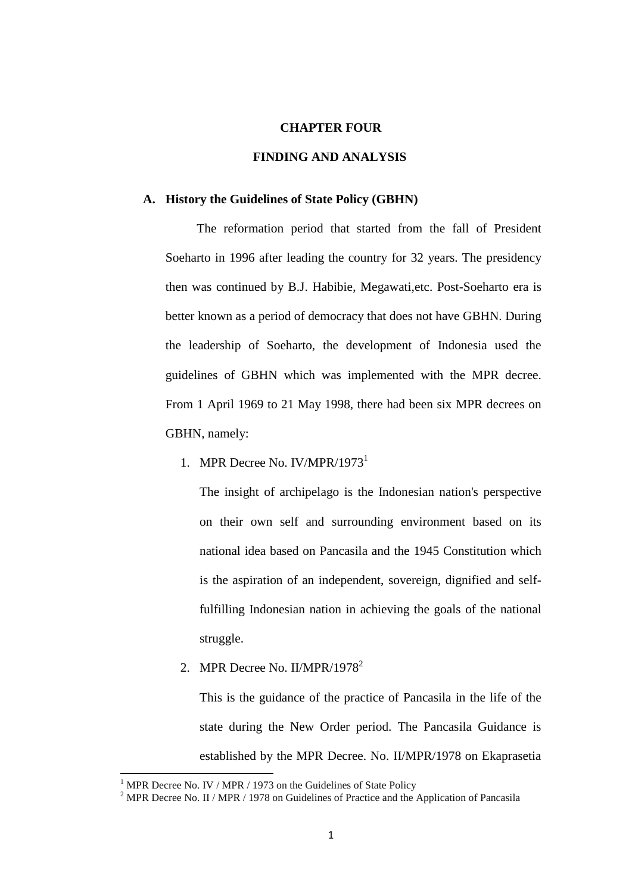# CHAPTER FOUR

## FINDING AND ANALYSIS

### A. History the Guidelines of State Policy (GBHN)

The reformation period that started from the fall of President Soeharto in 1996 after leading the country for 32 years. The presidency then was continued by B.J. Habibie, Megawati,etc. Post-Soeharto era is better known as a period of democracy that does not have GBHN. During the leadership of Soeharto, the development of Indonesia used the guidelines of GBHN which was implemented with the MPR decree. From 1 April 1969 to 21 May 1998, there had been six MPR decrees on GBHN, namely:

1. MPR Decree No. IV/MPR/1973[1]

   The insight of archipelago is the Indonesian nation's perspective on their own self and surrounding environment based on its national idea based on Pancasila and the 1945 Constitution which is the aspiration of an independent, sovereign, dignified and self-fulfilling Indonesian nation in achieving the goals of the national struggle.

2. MPR Decree No. II/MPR/1978[2]

   This is the guidance of the practice of Pancasila in the life of the state during the New Order period. The Pancasila Guidance is established by the MPR Decree. No. II/MPR/1978 on Ekaprasetia

---

[1] MPR Decree No. IV / MPR / 1973 on the Guidelines of State Policy

[2] MPR Decree No. II / MPR / 1978 on Guidelines of Practice and the Application of Pancasila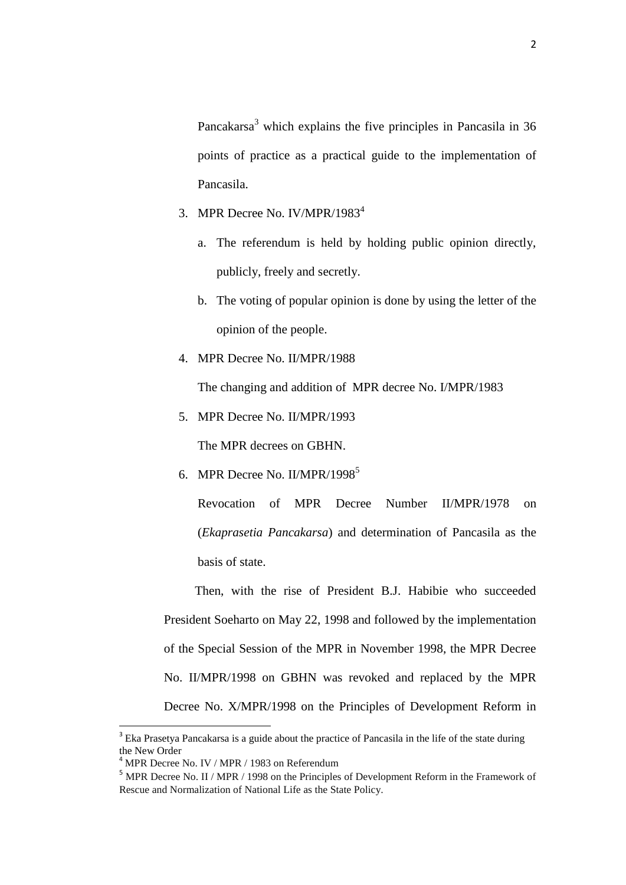Pancakarsa[3] which explains the five principles in Pancasila in 36 points of practice as a practical guide to the implementation of Pancasila.

3. MPR Decree No. IV/MPR/1983[4]
   a. The referendum is held by holding public opinion directly, publicly, freely and secretly.
   b. The voting of popular opinion is done by using the letter of the opinion of the people.
4. MPR Decree No. II/MPR/1988

   The changing and addition of MPR decree No. I/MPR/1983
5. MPR Decree No. II/MPR/1993

   The MPR decrees on GBHN.
6. MPR Decree No. II/MPR/1998[5]

   Revocation of MPR Decree Number II/MPR/1978 on (*Ekaprasetia Pancakarsa*) and determination of Pancasila as the basis of state.

Then, with the rise of President B.J. Habibie who succeeded President Soeharto on May 22, 1998 and followed by the implementation of the Special Session of the MPR in November 1998, the MPR Decree No. II/MPR/1998 on GBHN was revoked and replaced by the MPR Decree No. X/MPR/1998 on the Principles of Development Reform in

---

[3] Eka Prasetya Pancakarsa is a guide about the practice of Pancasila in the life of the state during the New Order

[4] MPR Decree No. IV / MPR / 1983 on Referendum

[5] MPR Decree No. II / MPR / 1998 on the Principles of Development Reform in the Framework of Rescue and Normalization of National Life as the State Policy.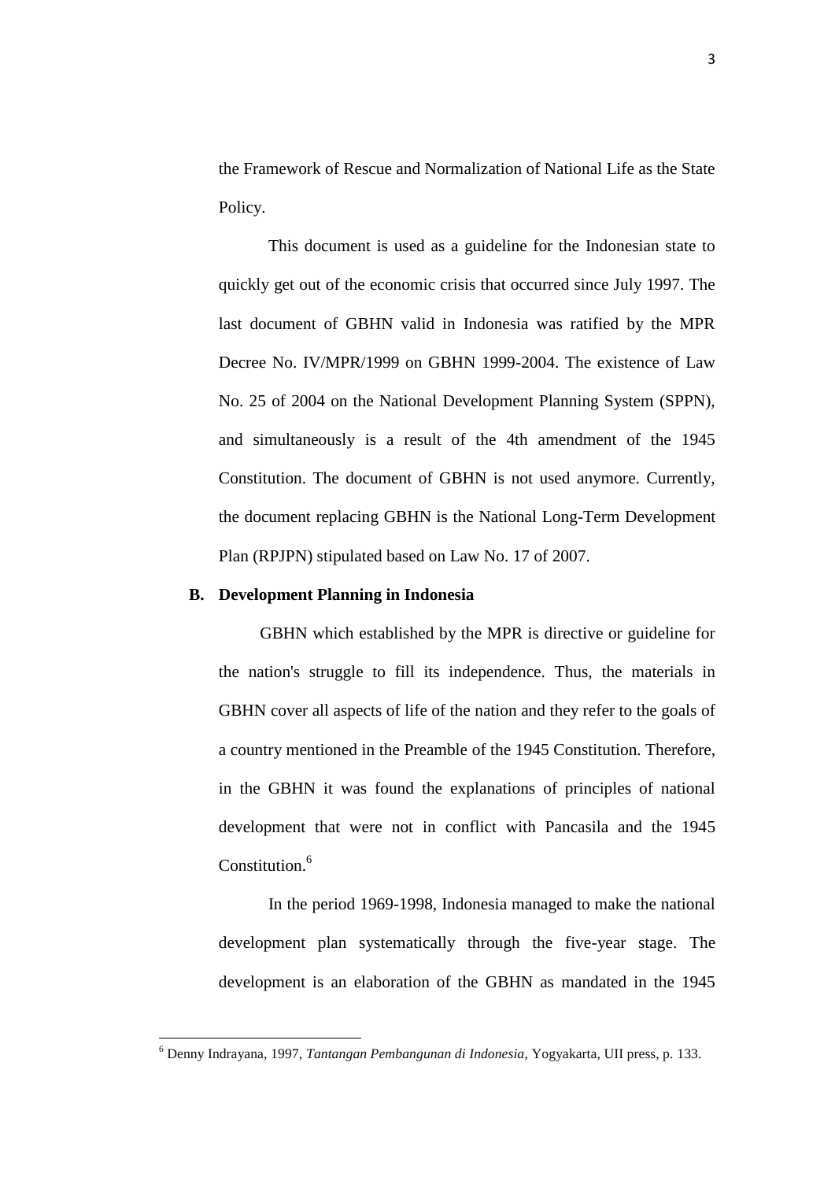the Framework of Rescue and Normalization of National Life as the State Policy.

This document is used as a guideline for the Indonesian state to quickly get out of the economic crisis that occurred since July 1997. The last document of GBHN valid in Indonesia was ratified by the MPR Decree No. IV/MPR/1999 on GBHN 1999-2004. The existence of Law No. 25 of 2004 on the National Development Planning System (SPPN), and simultaneously is a result of the 4th amendment of the 1945 Constitution. The document of GBHN is not used anymore. Currently, the document replacing GBHN is the National Long-Term Development Plan (RPJPN) stipulated based on Law No. 17 of 2007.

## B. Development Planning in Indonesia

GBHN which established by the MPR is directive or guideline for the nation's struggle to fill its independence. Thus, the materials in GBHN cover all aspects of life of the nation and they refer to the goals of a country mentioned in the Preamble of the 1945 Constitution. Therefore, in the GBHN it was found the explanations of principles of national development that were not in conflict with Pancasila and the 1945 Constitution.[6]

In the period 1969-1998, Indonesia managed to make the national development plan systematically through the five-year stage. The development is an elaboration of the GBHN as mandated in the 1945

---

[6] Denny Indrayana, 1997, *Tantangan Pembangunan di Indonesia*, Yogyakarta, UII press, p. 133.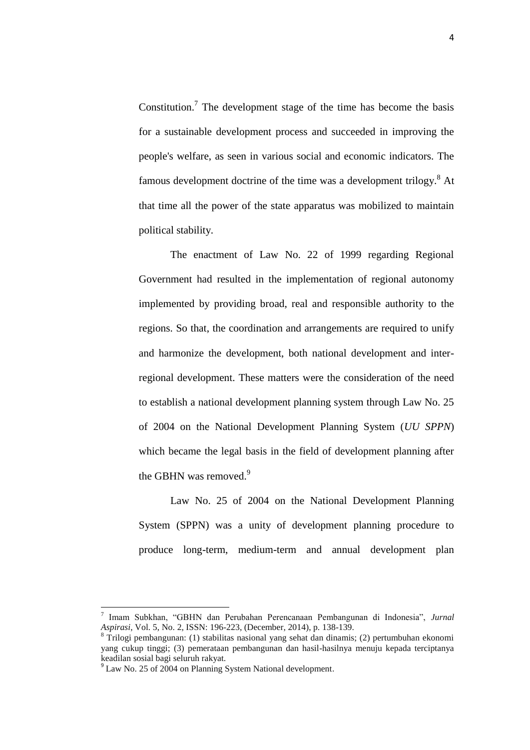Constitution.[7] The development stage of the time has become the basis for a sustainable development process and succeeded in improving the people's welfare, as seen in various social and economic indicators. The famous development doctrine of the time was a development trilogy.[8] At that time all the power of the state apparatus was mobilized to maintain political stability.

The enactment of Law No. 22 of 1999 regarding Regional Government had resulted in the implementation of regional autonomy implemented by providing broad, real and responsible authority to the regions. So that, the coordination and arrangements are required to unify and harmonize the development, both national development and inter-regional development. These matters were the consideration of the need to establish a national development planning system through Law No. 25 of 2004 on the National Development Planning System (*UU SPPN*) which became the legal basis in the field of development planning after the GBHN was removed.[9]

Law No. 25 of 2004 on the National Development Planning System (SPPN) was a unity of development planning procedure to produce long-term, medium-term and annual development plan

---

[7] Imam Subkhan, "GBHN dan Perubahan Perencanaan Pembangunan di Indonesia", *Jurnal Aspirasi*, Vol. 5, No. 2, ISSN: 196-223, (December, 2014), p. 138-139.

[8] Trilogi pembangunan: (1) stabilitas nasional yang sehat dan dinamis; (2) pertumbuhan ekonomi yang cukup tinggi; (3) pemerataan pembangunan dan hasil-hasilnya menuju kepada terciptanya keadilan sosial bagi seluruh rakyat.

[9] Law No. 25 of 2004 on Planning System National development.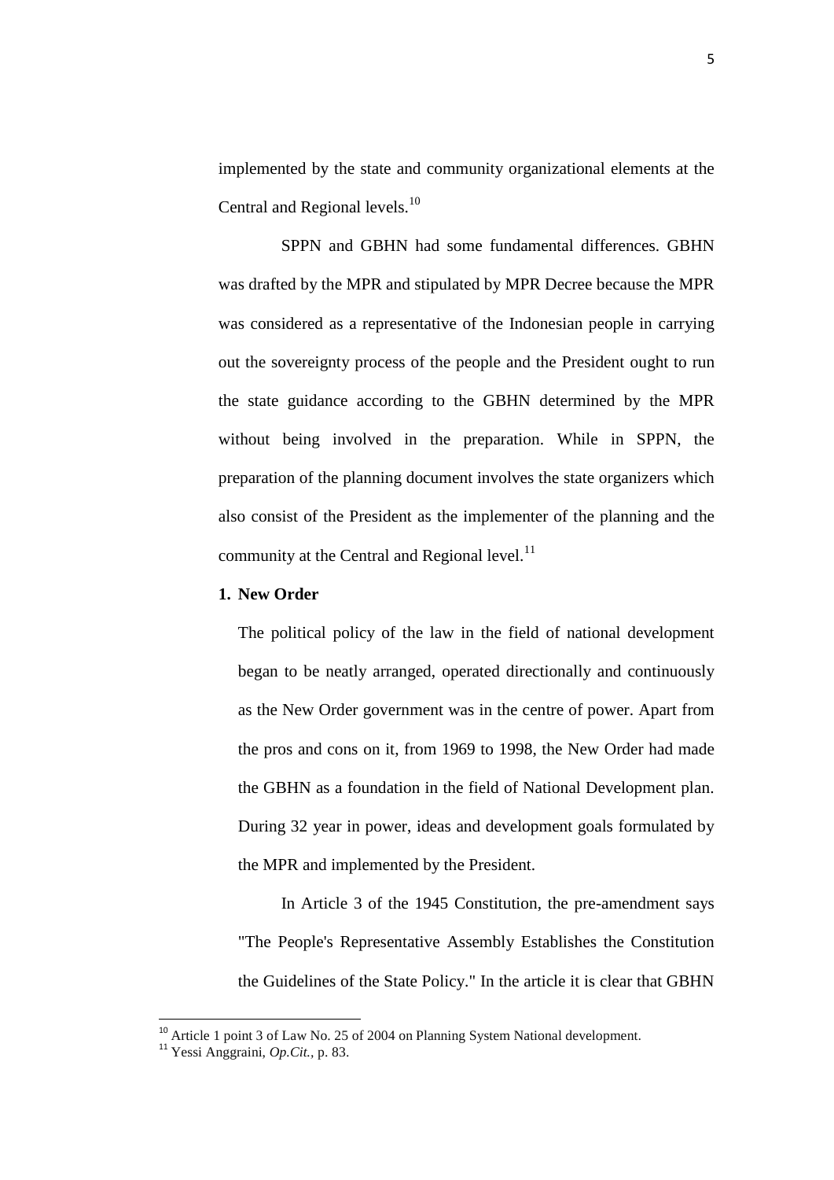implemented by the state and community organizational elements at the Central and Regional levels.[10]

SPPN and GBHN had some fundamental differences. GBHN was drafted by the MPR and stipulated by MPR Decree because the MPR was considered as a representative of the Indonesian people in carrying out the sovereignty process of the people and the President ought to run the state guidance according to the GBHN determined by the MPR without being involved in the preparation. While in SPPN, the preparation of the planning document involves the state organizers which also consist of the President as the implementer of the planning and the community at the Central and Regional level.[11]

**1. New Order**

The political policy of the law in the field of national development began to be neatly arranged, operated directionally and continuously as the New Order government was in the centre of power. Apart from the pros and cons on it, from 1969 to 1998, the New Order had made the GBHN as a foundation in the field of National Development plan. During 32 year in power, ideas and development goals formulated by the MPR and implemented by the President.

In Article 3 of the 1945 Constitution, the pre-amendment says "The People's Representative Assembly Establishes the Constitution the Guidelines of the State Policy." In the article it is clear that GBHN

---

[10] Article 1 point 3 of Law No. 25 of 2004 on Planning System National development.

[11] Yessi Anggraini, *Op.Cit.*, p. 83.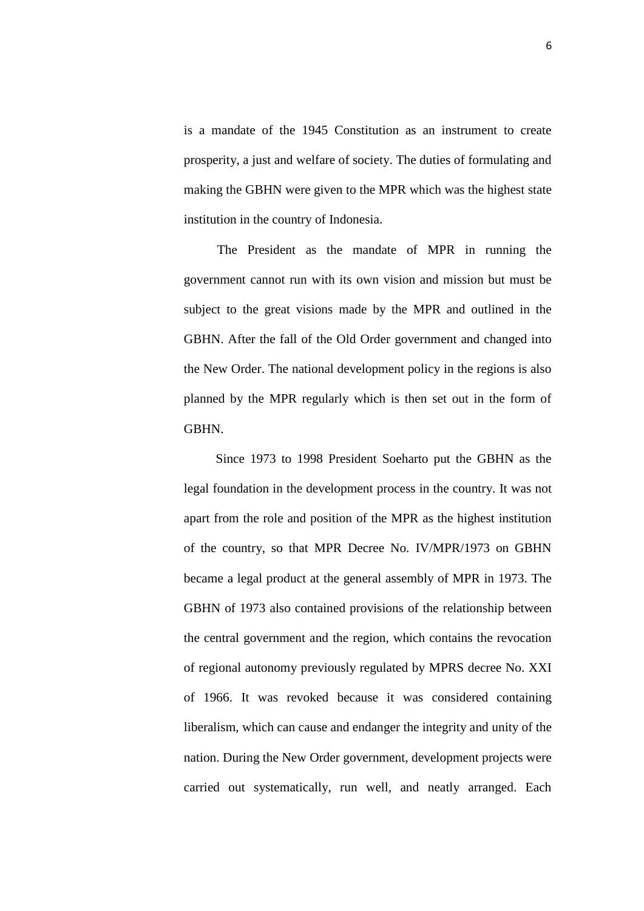is a mandate of the 1945 Constitution as an instrument to create prosperity, a just and welfare of society. The duties of formulating and making the GBHN were given to the MPR which was the highest state institution in the country of Indonesia.

The President as the mandate of MPR in running the government cannot run with its own vision and mission but must be subject to the great visions made by the MPR and outlined in the GBHN. After the fall of the Old Order government and changed into the New Order. The national development policy in the regions is also planned by the MPR regularly which is then set out in the form of GBHN.

Since 1973 to 1998 President Soeharto put the GBHN as the legal foundation in the development process in the country. It was not apart from the role and position of the MPR as the highest institution of the country, so that MPR Decree No. IV/MPR/1973 on GBHN became a legal product at the general assembly of MPR in 1973. The GBHN of 1973 also contained provisions of the relationship between the central government and the region, which contains the revocation of regional autonomy previously regulated by MPRS decree No. XXI of 1966. It was revoked because it was considered containing liberalism, which can cause and endanger the integrity and unity of the nation. During the New Order government, development projects were carried out systematically, run well, and neatly arranged. Each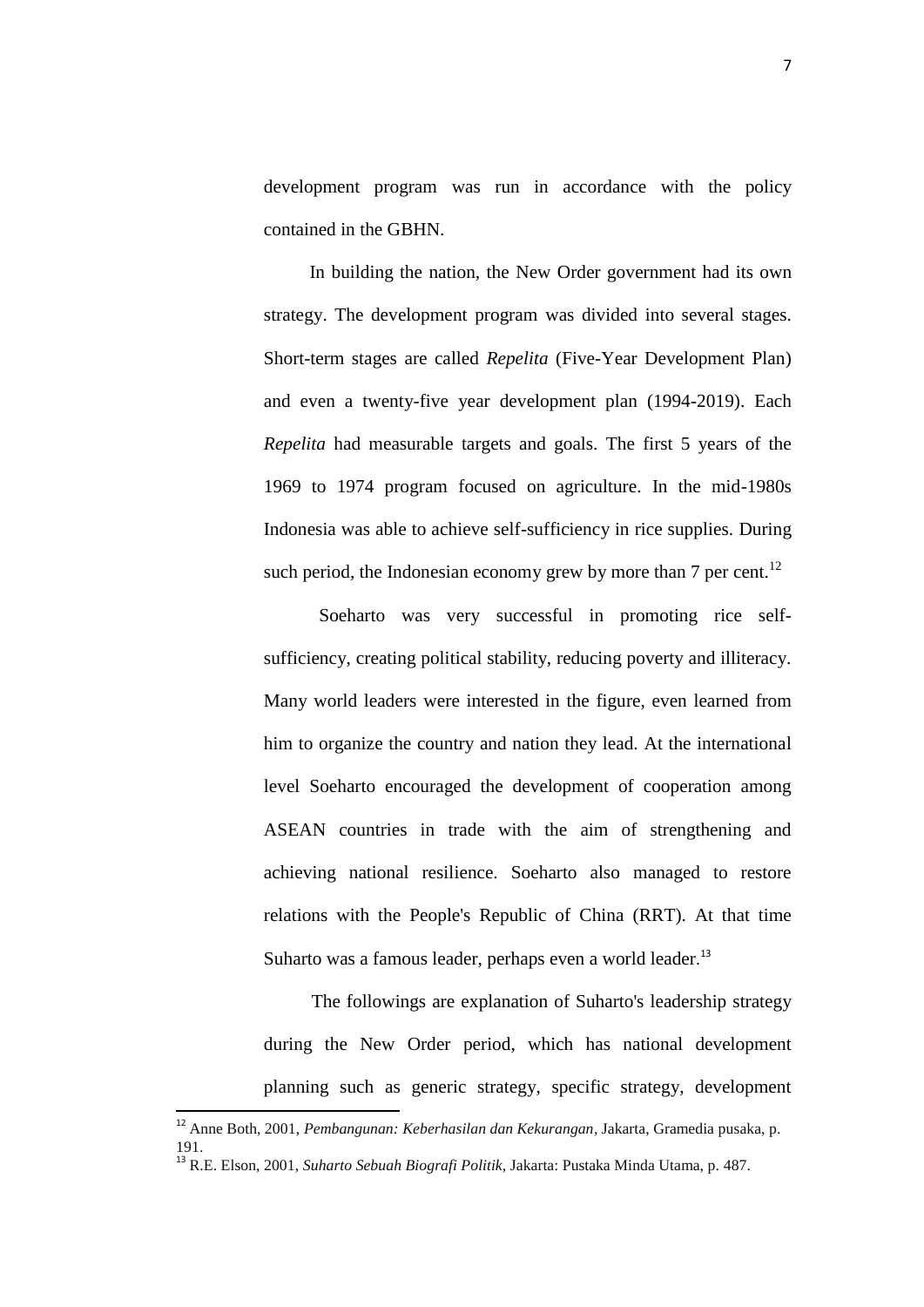development program was run in accordance with the policy contained in the GBHN.

In building the nation, the New Order government had its own strategy. The development program was divided into several stages. Short-term stages are called *Repelita* (Five-Year Development Plan) and even a twenty-five year development plan (1994-2019). Each *Repelita* had measurable targets and goals. The first 5 years of the 1969 to 1974 program focused on agriculture. In the mid-1980s Indonesia was able to achieve self-sufficiency in rice supplies. During such period, the Indonesian economy grew by more than 7 per cent.[12]

Soeharto was very successful in promoting rice self-sufficiency, creating political stability, reducing poverty and illiteracy. Many world leaders were interested in the figure, even learned from him to organize the country and nation they lead. At the international level Soeharto encouraged the development of cooperation among ASEAN countries in trade with the aim of strengthening and achieving national resilience. Soeharto also managed to restore relations with the People's Republic of China (RRT). At that time Suharto was a famous leader, perhaps even a world leader.[13]

The followings are explanation of Suharto's leadership strategy during the New Order period, which has national development planning such as generic strategy, specific strategy, development

---

[12] Anne Both, 2001, *Pembangunan: Keberhasilan dan Kekurangan*, Jakarta, Gramedia pusaka, p. 191.

[13] R.E. Elson, 2001, *Suharto Sebuah Biografi Politik*, Jakarta: Pustaka Minda Utama, p. 487.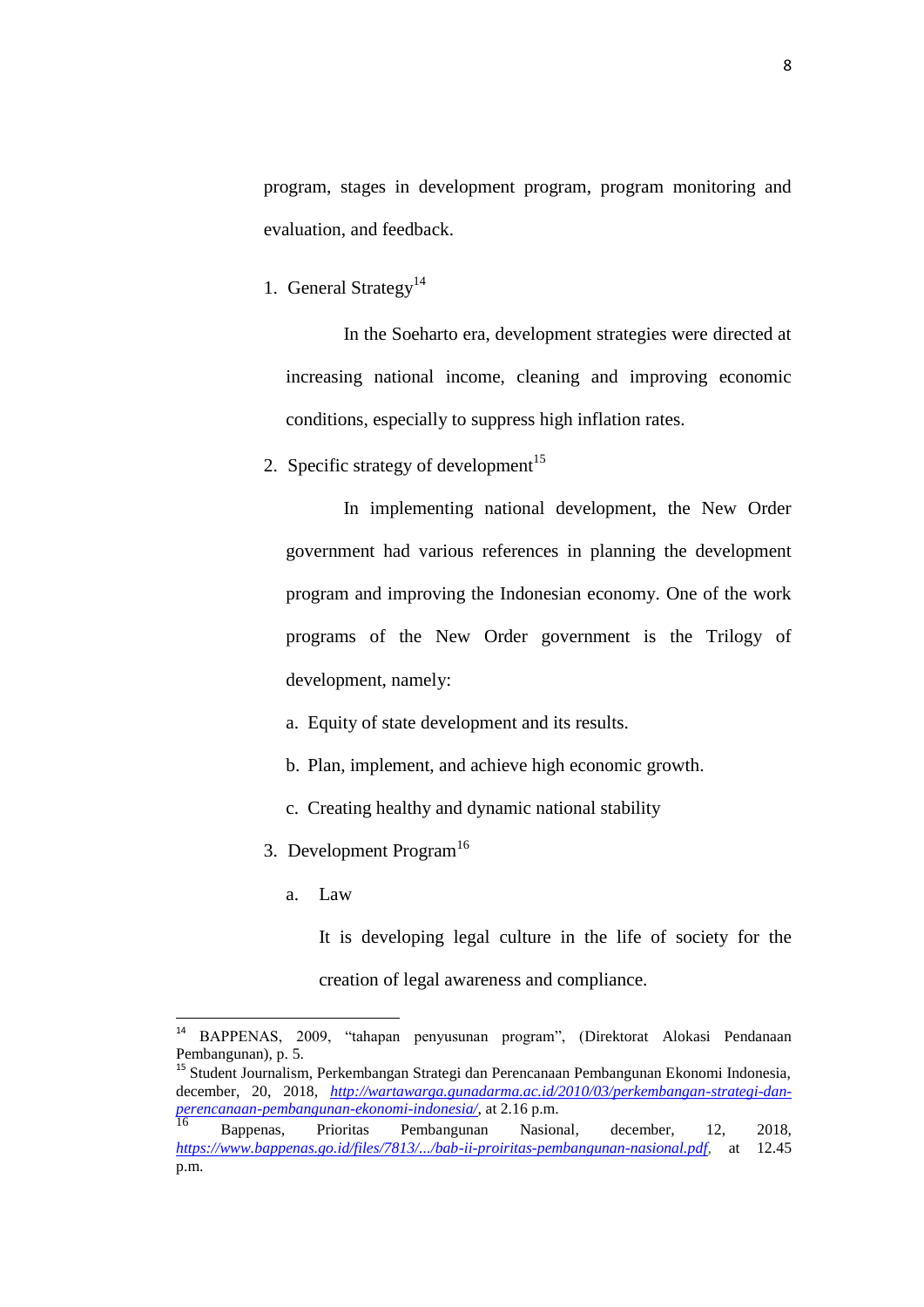program, stages in development program, program monitoring and evaluation, and feedback.

1. General Strategy[14]

   In the Soeharto era, development strategies were directed at increasing national income, cleaning and improving economic conditions, especially to suppress high inflation rates.

2. Specific strategy of development[15]

   In implementing national development, the New Order government had various references in planning the development program and improving the Indonesian economy. One of the work programs of the New Order government is the Trilogy of development, namely:

   a. Equity of state development and its results.

   b. Plan, implement, and achieve high economic growth.

   c. Creating healthy and dynamic national stability

3. Development Program[16]

   a. Law

      It is developing legal culture in the life of society for the creation of legal awareness and compliance.

---

[14] BAPPENAS, 2009, "tahapan penyusunan program", (Direktorat Alokasi Pendanaan Pembangunan), p. 5.

[15] Student Journalism, Perkembangan Strategi dan Perencanaan Pembangunan Ekonomi Indonesia, december, 20, 2018, *http://wartawarga.gunadarma.ac.id/2010/03/perkembangan-strategi-dan-perencanaan-pembangunan-ekonomi-indonesia/*, at 2.16 p.m.

[16] Bappenas, Prioritas Pembangunan Nasional, december, 12, 2018, *https://www.bappenas.go.id/files/7813/.../bab-ii-proiritas-pembangunan-nasional.pdf*, at 12.45 p.m.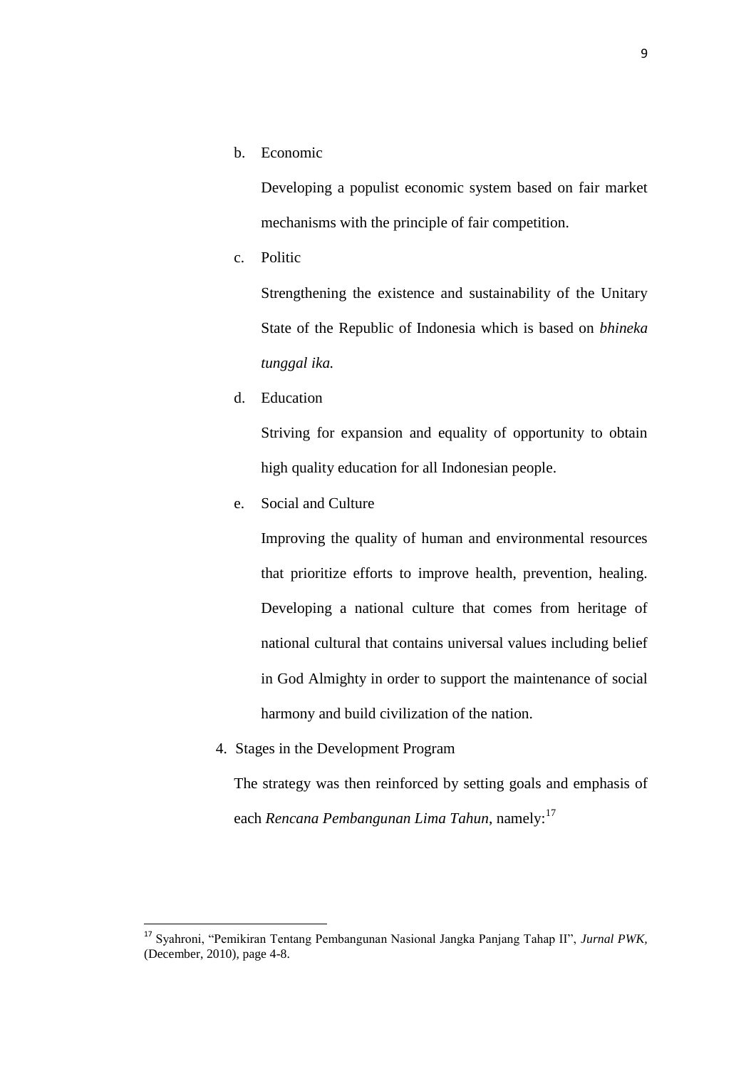b. Economic

   Developing a populist economic system based on fair market mechanisms with the principle of fair competition.

c. Politic

   Strengthening the existence and sustainability of the Unitary State of the Republic of Indonesia which is based on *bhineka tunggal ika.*

d. Education

   Striving for expansion and equality of opportunity to obtain high quality education for all Indonesian people.

e. Social and Culture

   Improving the quality of human and environmental resources that prioritize efforts to improve health, prevention, healing. Developing a national culture that comes from heritage of national cultural that contains universal values including belief in God Almighty in order to support the maintenance of social harmony and build civilization of the nation.

4. Stages in the Development Program

   The strategy was then reinforced by setting goals and emphasis of each *Rencana Pembangunan Lima Tahun*, namely:[17]

---

[17] Syahroni, "Pemikiran Tentang Pembangunan Nasional Jangka Panjang Tahap II", *Jurnal PWK,* (December, 2010), page 4-8.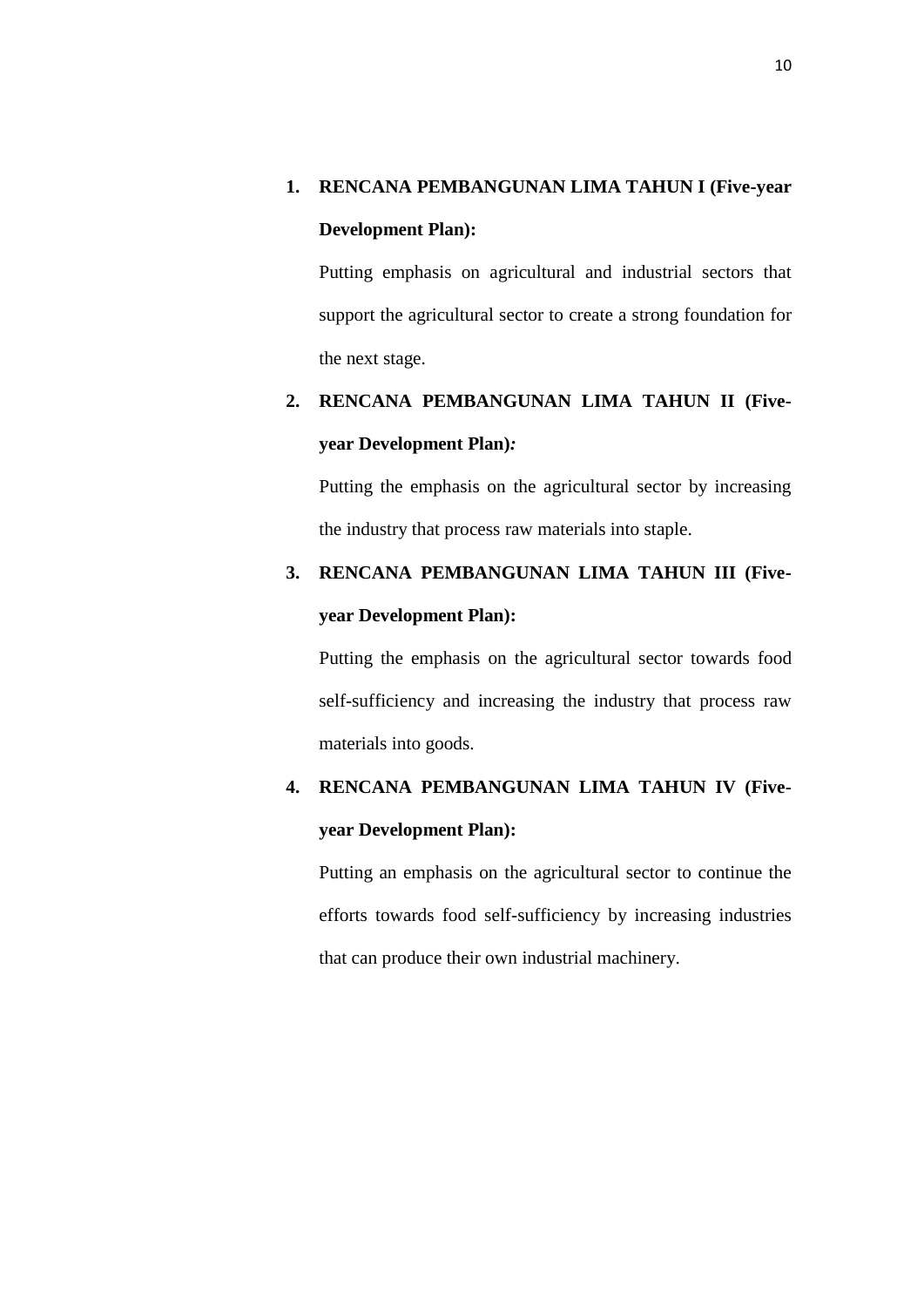1. **RENCANA PEMBANGUNAN LIMA TAHUN I (Five-year Development Plan):**

   Putting emphasis on agricultural and industrial sectors that support the agricultural sector to create a strong foundation for the next stage.

2. **RENCANA PEMBANGUNAN LIMA TAHUN II (Five-year Development Plan)*:***

   Putting the emphasis on the agricultural sector by increasing the industry that process raw materials into staple.

3. **RENCANA PEMBANGUNAN LIMA TAHUN III (Five-year Development Plan):**

   Putting the emphasis on the agricultural sector towards food self-sufficiency and increasing the industry that process raw materials into goods.

4. **RENCANA PEMBANGUNAN LIMA TAHUN IV (Five-year Development Plan):**

   Putting an emphasis on the agricultural sector to continue the efforts towards food self-sufficiency by increasing industries that can produce their own industrial machinery.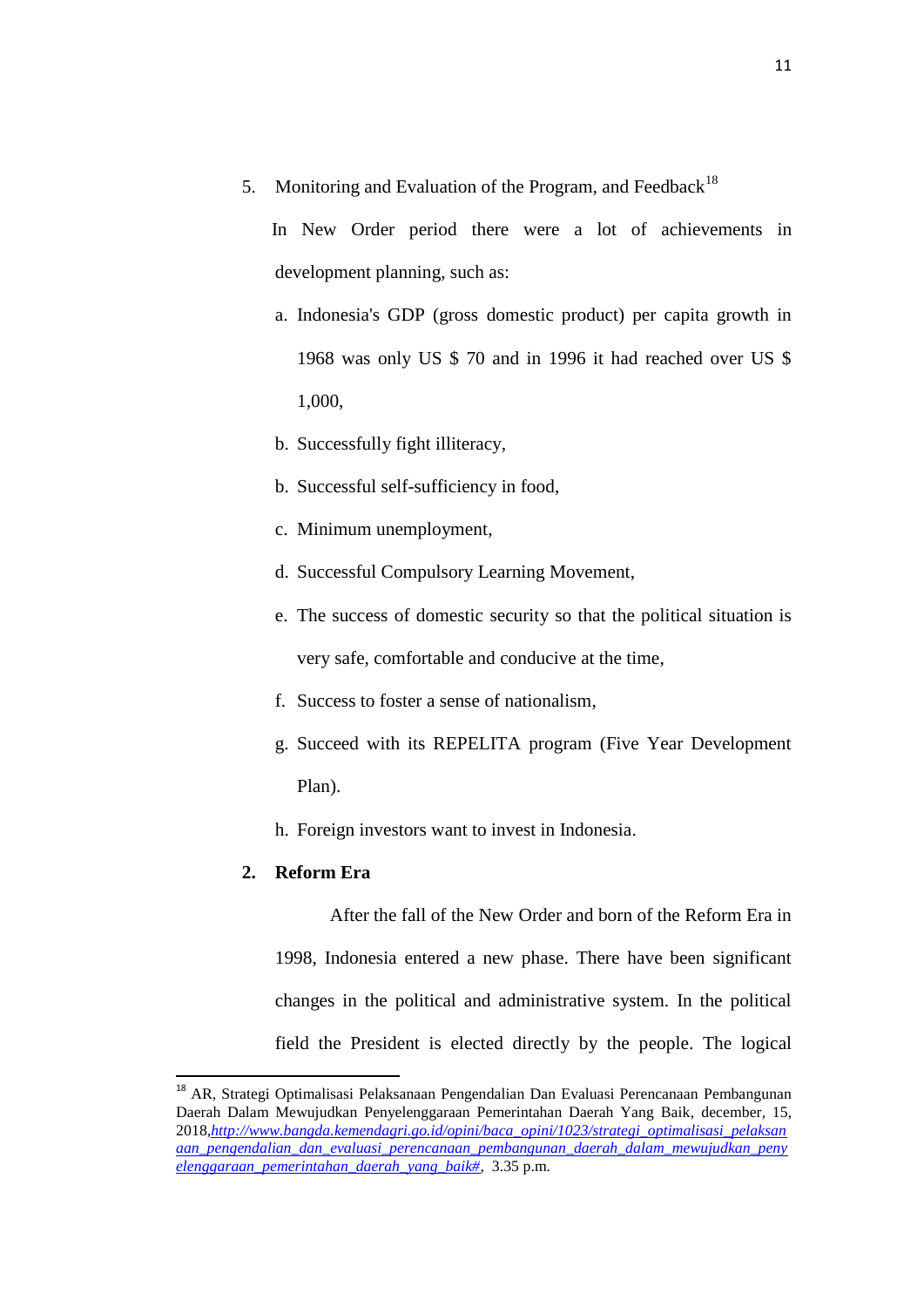5. Monitoring and Evaluation of the Program, and Feedback[18]

   In New Order period there were a lot of achievements in development planning, such as:

   a. Indonesia's GDP (gross domestic product) per capita growth in 1968 was only US $ 70 and in 1996 it had reached over US $ 1,000,

   b. Successfully fight illiteracy,

   b. Successful self-sufficiency in food,

   c. Minimum unemployment,

   d. Successful Compulsory Learning Movement,

   e. The success of domestic security so that the political situation is very safe, comfortable and conducive at the time,

   f. Success to foster a sense of nationalism,

   g. Succeed with its REPELITA program (Five Year Development Plan).

   h. Foreign investors want to invest in Indonesia.

**2. Reform Era**

After the fall of the New Order and born of the Reform Era in 1998, Indonesia entered a new phase. There have been significant changes in the political and administrative system. In the political field the President is elected directly by the people. The logical

---

[18] AR, Strategi Optimalisasi Pelaksanaan Pengendalian Dan Evaluasi Perencanaan Pembangunan Daerah Dalam Mewujudkan Penyelenggaraan Pemerintahan Daerah Yang Baik, december, 15, 2018,*http://www.bangda.kemendagri.go.id/opini/baca_opini/1023/strategi_optimalisasi_pelaksanaan_pengendalian_dan_evaluasi_perencanaan_pembangunan_daerah_dalam_mewujudkan_penyelenggaraan_pemerintahan_daerah_yang_baik#*, 3.35 p.m.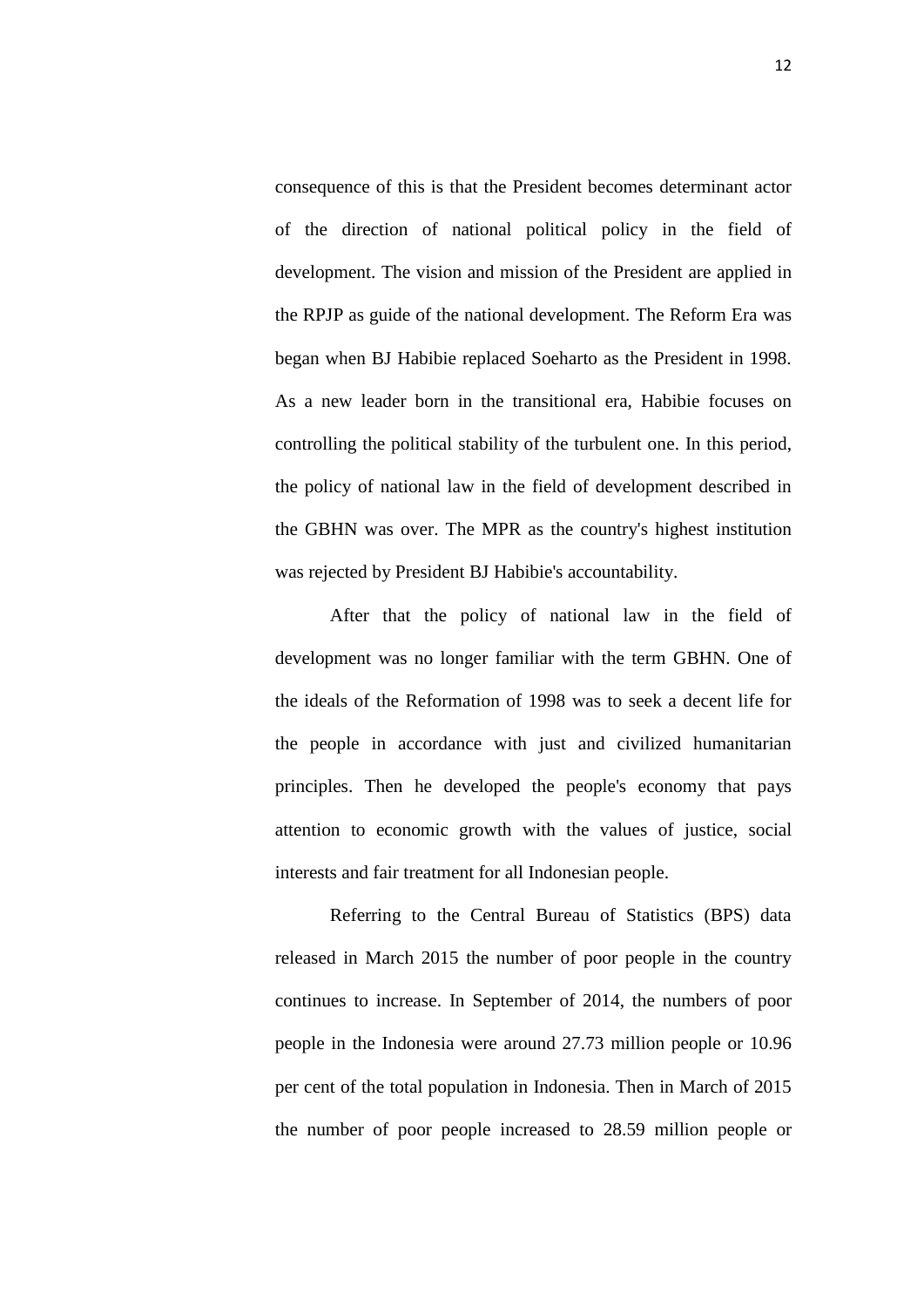consequence of this is that the President becomes determinant actor of the direction of national political policy in the field of development. The vision and mission of the President are applied in the RPJP as guide of the national development. The Reform Era was began when BJ Habibie replaced Soeharto as the President in 1998. As a new leader born in the transitional era, Habibie focuses on controlling the political stability of the turbulent one. In this period, the policy of national law in the field of development described in the GBHN was over. The MPR as the country's highest institution was rejected by President BJ Habibie's accountability.

After that the policy of national law in the field of development was no longer familiar with the term GBHN. One of the ideals of the Reformation of 1998 was to seek a decent life for the people in accordance with just and civilized humanitarian principles. Then he developed the people's economy that pays attention to economic growth with the values of justice, social interests and fair treatment for all Indonesian people.

Referring to the Central Bureau of Statistics (BPS) data released in March 2015 the number of poor people in the country continues to increase. In September of 2014, the numbers of poor people in the Indonesia were around 27.73 million people or 10.96 per cent of the total population in Indonesia. Then in March of 2015 the number of poor people increased to 28.59 million people or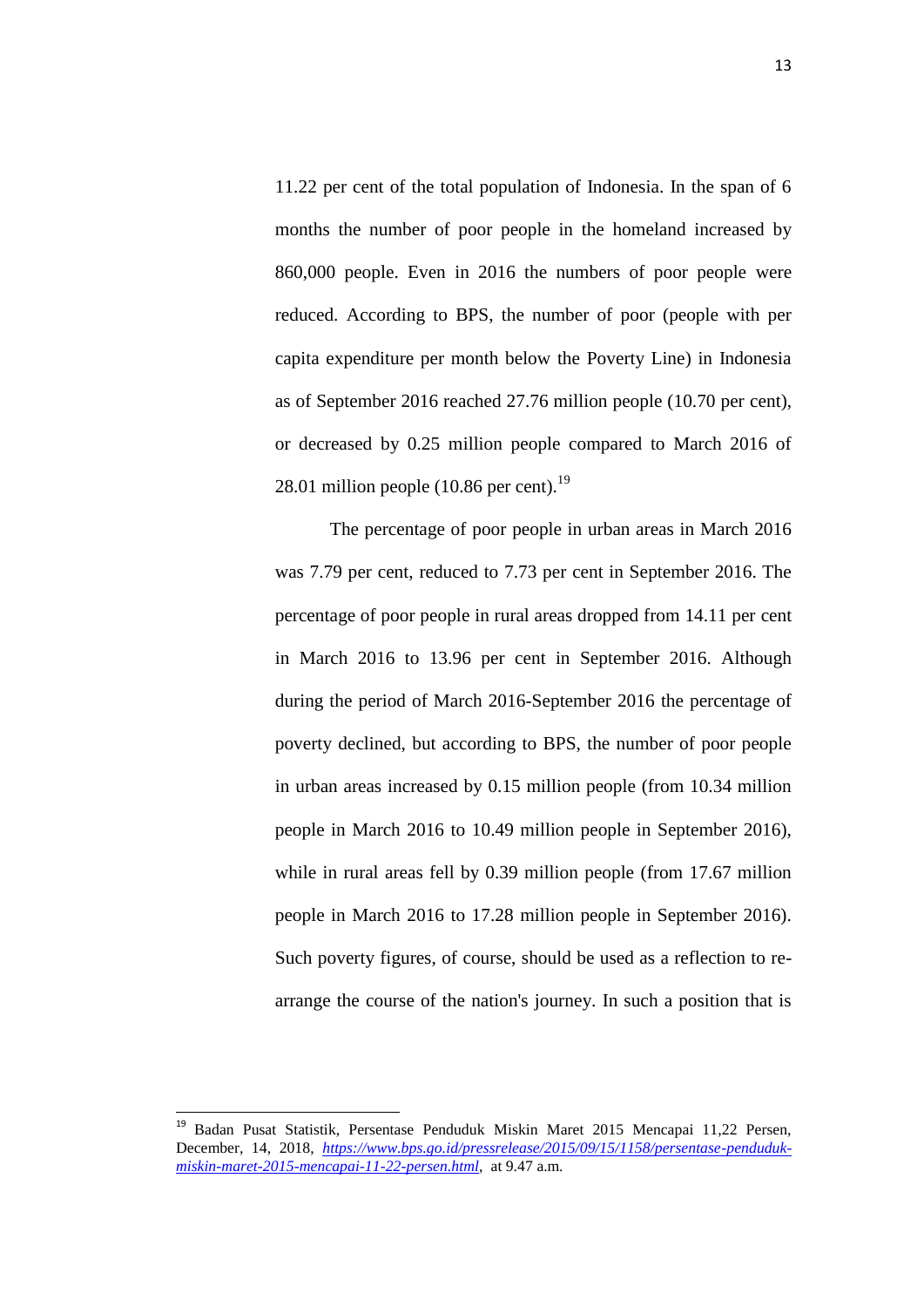11.22 per cent of the total population of Indonesia. In the span of 6 months the number of poor people in the homeland increased by 860,000 people. Even in 2016 the numbers of poor people were reduced. According to BPS, the number of poor (people with per capita expenditure per month below the Poverty Line) in Indonesia as of September 2016 reached 27.76 million people (10.70 per cent), or decreased by 0.25 million people compared to March 2016 of 28.01 million people (10.86 per cent).[19]

The percentage of poor people in urban areas in March 2016 was 7.79 per cent, reduced to 7.73 per cent in September 2016. The percentage of poor people in rural areas dropped from 14.11 per cent in March 2016 to 13.96 per cent in September 2016. Although during the period of March 2016-September 2016 the percentage of poverty declined, but according to BPS, the number of poor people in urban areas increased by 0.15 million people (from 10.34 million people in March 2016 to 10.49 million people in September 2016), while in rural areas fell by 0.39 million people (from 17.67 million people in March 2016 to 17.28 million people in September 2016). Such poverty figures, of course, should be used as a reflection to re-arrange the course of the nation's journey. In such a position that is

---

[19] Badan Pusat Statistik, Persentase Penduduk Miskin Maret 2015 Mencapai 11,22 Persen, December, 14, 2018, *https://www.bps.go.id/pressrelease/2015/09/15/1158/persentase-penduduk-miskin-maret-2015-mencapai-11-22-persen.html*, at 9.47 a.m.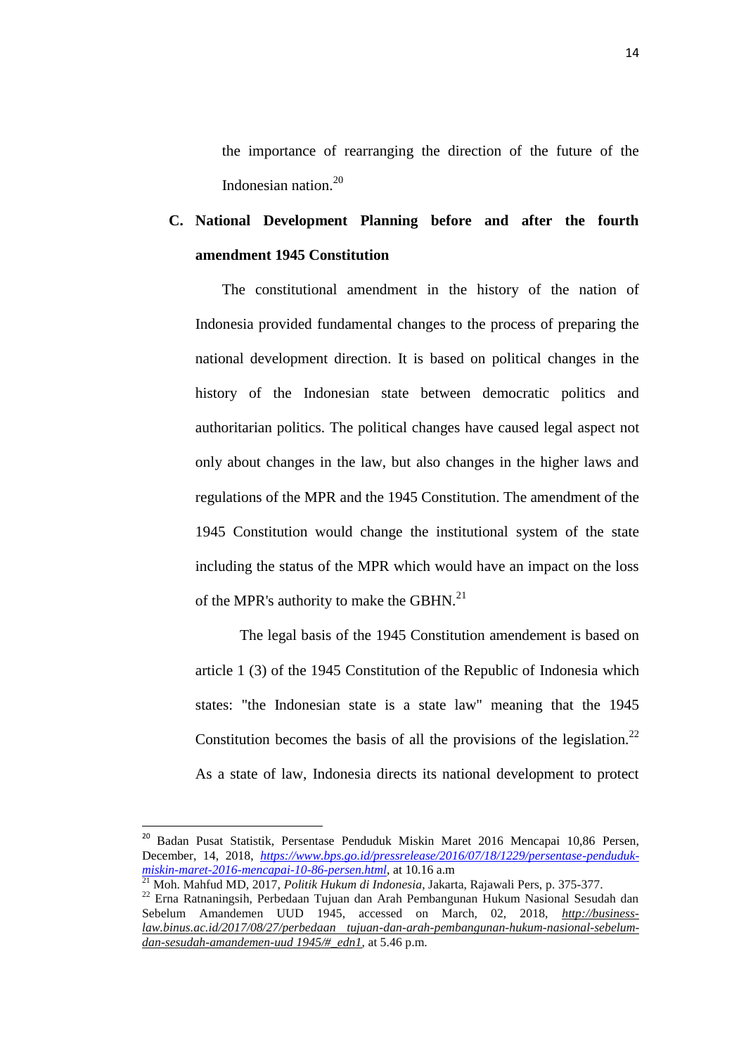the importance of rearranging the direction of the future of the Indonesian nation.[20]

### C. National Development Planning before and after the fourth amendment 1945 Constitution

The constitutional amendment in the history of the nation of Indonesia provided fundamental changes to the process of preparing the national development direction. It is based on political changes in the history of the Indonesian state between democratic politics and authoritarian politics. The political changes have caused legal aspect not only about changes in the law, but also changes in the higher laws and regulations of the MPR and the 1945 Constitution. The amendment of the 1945 Constitution would change the institutional system of the state including the status of the MPR which would have an impact on the loss of the MPR's authority to make the GBHN.[21]

The legal basis of the 1945 Constitution amendement is based on article 1 (3) of the 1945 Constitution of the Republic of Indonesia which states: "the Indonesian state is a state law" meaning that the 1945 Constitution becomes the basis of all the provisions of the legislation.[22] As a state of law, Indonesia directs its national development to protect

---

[20] Badan Pusat Statistik, Persentase Penduduk Miskin Maret 2016 Mencapai 10,86 Persen, December, 14, 2018, *https://www.bps.go.id/pressrelease/2016/07/18/1229/persentase-penduduk-miskin-maret-2016-mencapai-10-86-persen.html*, at 10.16 a.m

[21] Moh. Mahfud MD, 2017, *Politik Hukum di Indonesia*, Jakarta, Rajawali Pers, p. 375-377.

[22] Erna Ratnaningsih, Perbedaan Tujuan dan Arah Pembangunan Hukum Nasional Sesudah dan Sebelum Amandemen UUD 1945, accessed on March, 02, 2018, *http://business-law.binus.ac.id/2017/08/27/perbedaan tujuan-dan-arah-pembangunan-hukum-nasional-sebelum-dan-sesudah-amandemen-uud 1945/#_edn1*, at 5.46 p.m.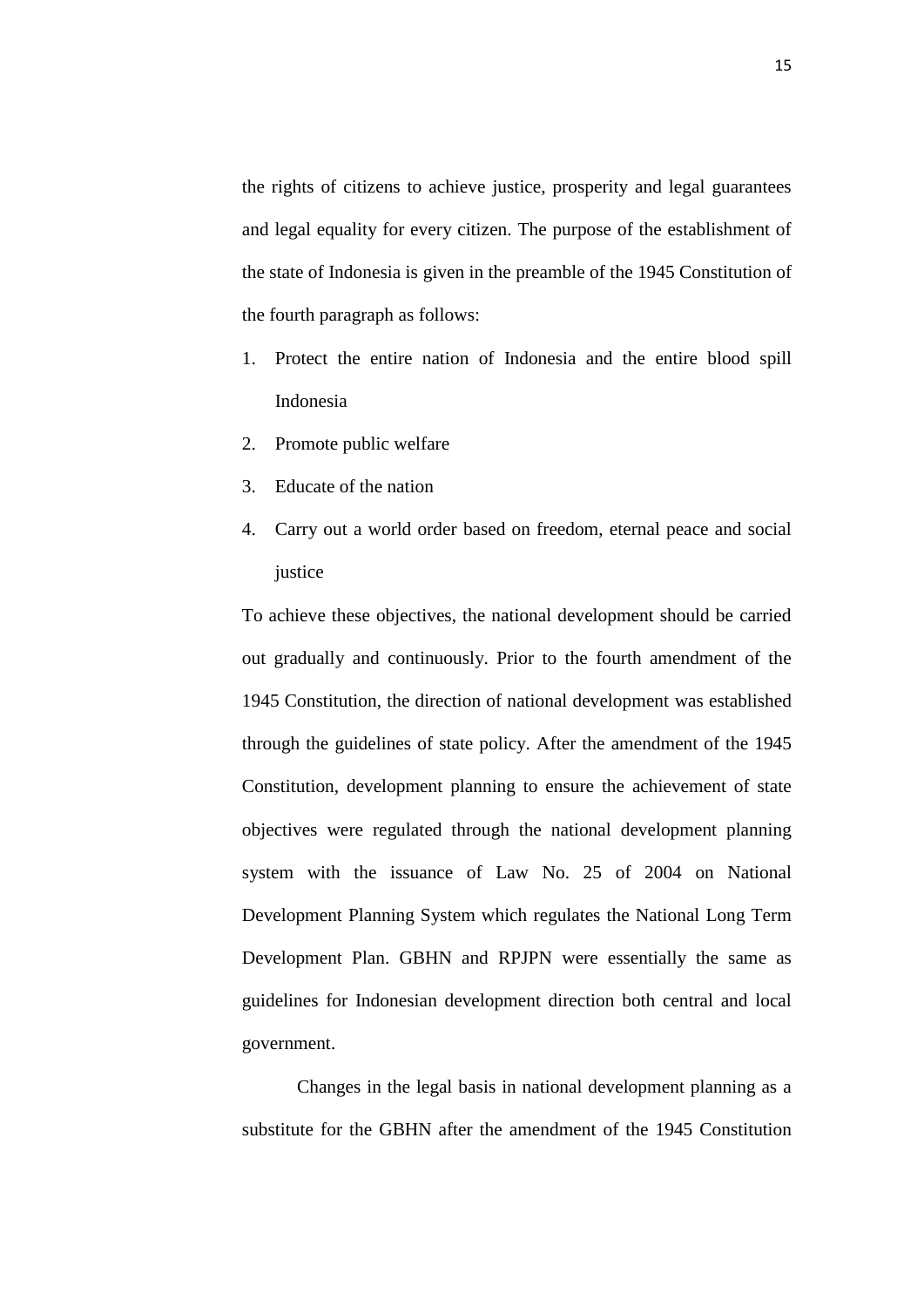the rights of citizens to achieve justice, prosperity and legal guarantees and legal equality for every citizen. The purpose of the establishment of the state of Indonesia is given in the preamble of the 1945 Constitution of the fourth paragraph as follows:

1. Protect the entire nation of Indonesia and the entire blood spill Indonesia
2. Promote public welfare
3. Educate of the nation
4. Carry out a world order based on freedom, eternal peace and social justice

To achieve these objectives, the national development should be carried out gradually and continuously. Prior to the fourth amendment of the 1945 Constitution, the direction of national development was established through the guidelines of state policy. After the amendment of the 1945 Constitution, development planning to ensure the achievement of state objectives were regulated through the national development planning system with the issuance of Law No. 25 of 2004 on National Development Planning System which regulates the National Long Term Development Plan. GBHN and RPJPN were essentially the same as guidelines for Indonesian development direction both central and local government.

Changes in the legal basis in national development planning as a substitute for the GBHN after the amendment of the 1945 Constitution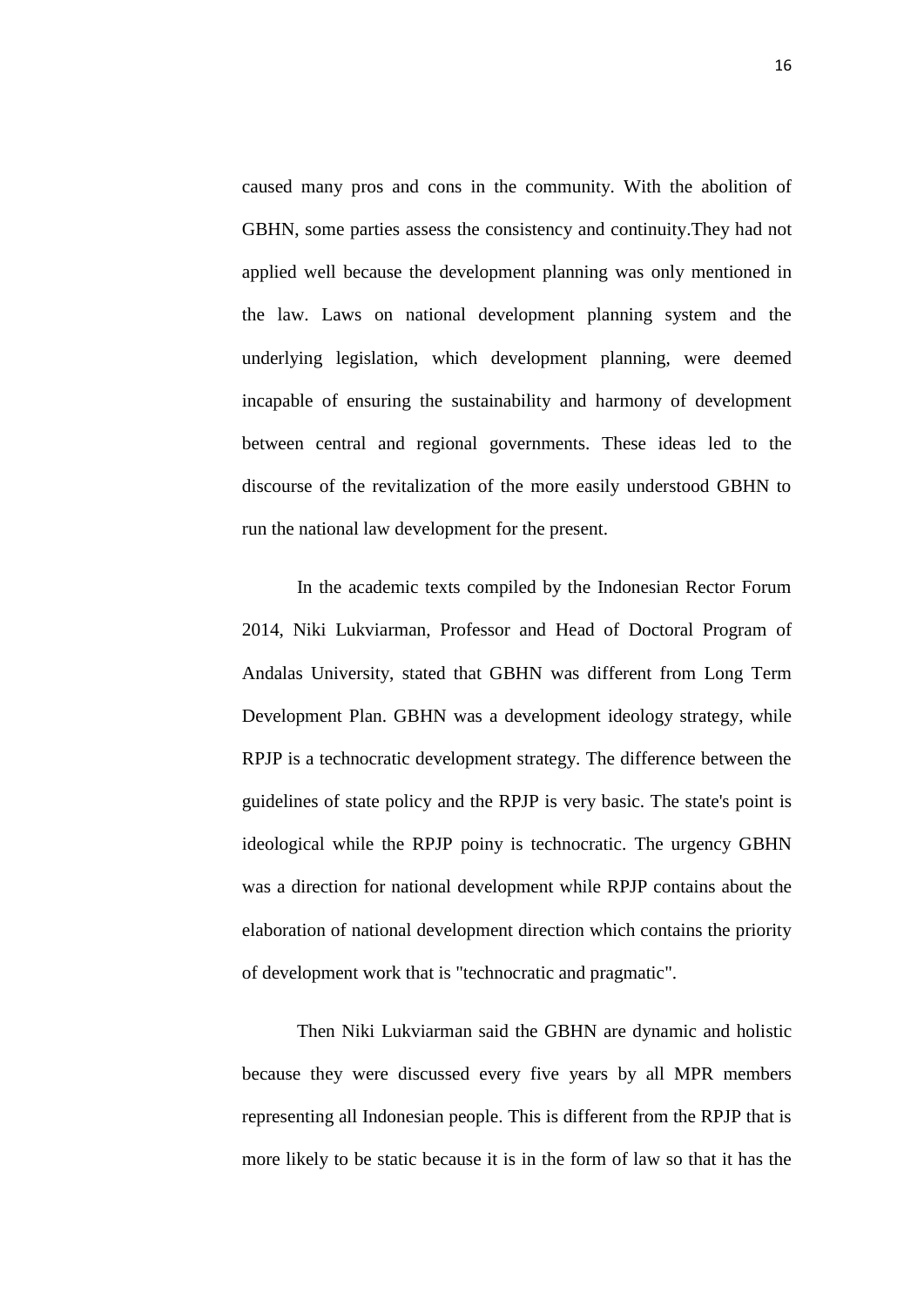caused many pros and cons in the community. With the abolition of GBHN, some parties assess the consistency and continuity.They had not applied well because the development planning was only mentioned in the law. Laws on national development planning system and the underlying legislation, which development planning, were deemed incapable of ensuring the sustainability and harmony of development between central and regional governments. These ideas led to the discourse of the revitalization of the more easily understood GBHN to run the national law development for the present.

In the academic texts compiled by the Indonesian Rector Forum 2014, Niki Lukviarman, Professor and Head of Doctoral Program of Andalas University, stated that GBHN was different from Long Term Development Plan. GBHN was a development ideology strategy, while RPJP is a technocratic development strategy. The difference between the guidelines of state policy and the RPJP is very basic. The state's point is ideological while the RPJP poiny is technocratic. The urgency GBHN was a direction for national development while RPJP contains about the elaboration of national development direction which contains the priority of development work that is "technocratic and pragmatic".

Then Niki Lukviarman said the GBHN are dynamic and holistic because they were discussed every five years by all MPR members representing all Indonesian people. This is different from the RPJP that is more likely to be static because it is in the form of law so that it has the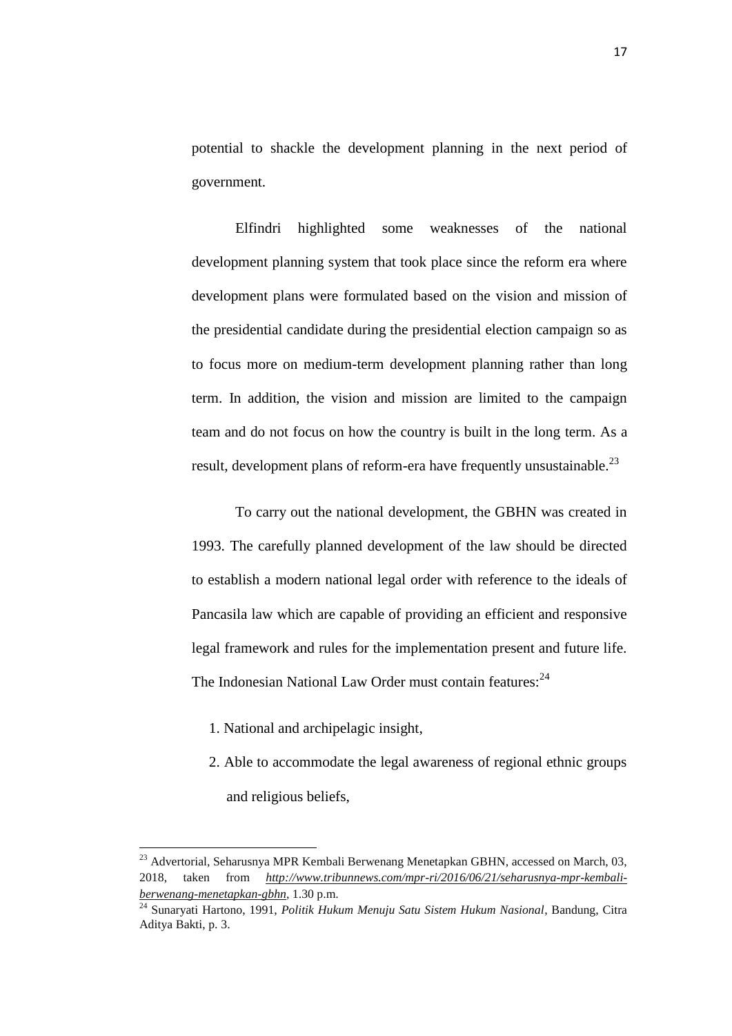potential to shackle the development planning in the next period of government.

Elfindri highlighted some weaknesses of the national development planning system that took place since the reform era where development plans were formulated based on the vision and mission of the presidential candidate during the presidential election campaign so as to focus more on medium-term development planning rather than long term. In addition, the vision and mission are limited to the campaign team and do not focus on how the country is built in the long term. As a result, development plans of reform-era have frequently unsustainable.[23]

To carry out the national development, the GBHN was created in 1993. The carefully planned development of the law should be directed to establish a modern national legal order with reference to the ideals of Pancasila law which are capable of providing an efficient and responsive legal framework and rules for the implementation present and future life. The Indonesian National Law Order must contain features:[24]

1. National and archipelagic insight,
2. Able to accommodate the legal awareness of regional ethnic groups and religious beliefs,

---

[23] Advertorial, Seharusnya MPR Kembali Berwenang Menetapkan GBHN, accessed on March, 03, 2018, taken from *http://www.tribunnews.com/mpr-ri/2016/06/21/seharusnya-mpr-kembali-berwenang-menetapkan-gbhn*, 1.30 p.m.

[24] Sunaryati Hartono, 1991, *Politik Hukum Menuju Satu Sistem Hukum Nasional*, Bandung, Citra Aditya Bakti, p. 3.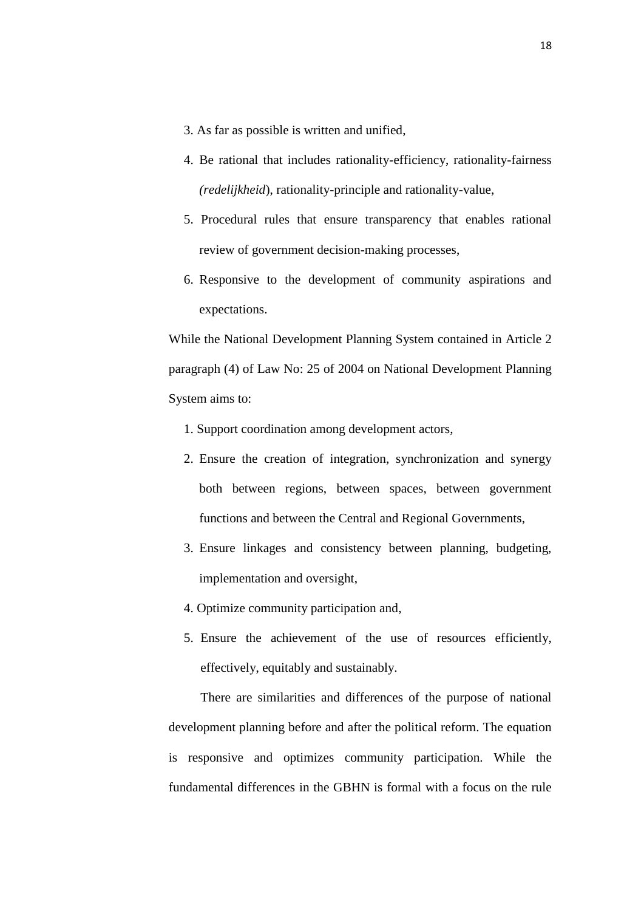3. As far as possible is written and unified,
4. Be rational that includes rationality-efficiency, rationality-fairness *(redelijkheid*), rationality-principle and rationality-value,
5. Procedural rules that ensure transparency that enables rational review of government decision-making processes,
6. Responsive to the development of community aspirations and expectations.

While the National Development Planning System contained in Article 2 paragraph (4) of Law No: 25 of 2004 on National Development Planning System aims to:

1. Support coordination among development actors,
2. Ensure the creation of integration, synchronization and synergy both between regions, between spaces, between government functions and between the Central and Regional Governments,
3. Ensure linkages and consistency between planning, budgeting, implementation and oversight,
4. Optimize community participation and,
5. Ensure the achievement of the use of resources efficiently, effectively, equitably and sustainably.

There are similarities and differences of the purpose of national development planning before and after the political reform. The equation is responsive and optimizes community participation. While the fundamental differences in the GBHN is formal with a focus on the rule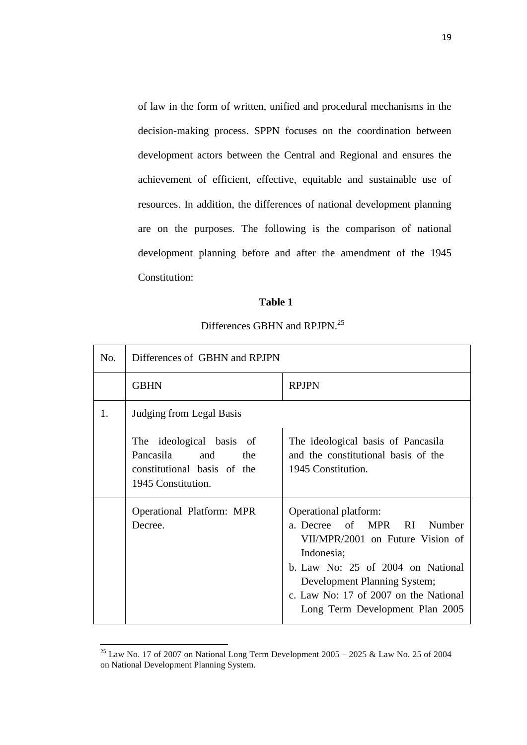of law in the form of written, unified and procedural mechanisms in the decision-making process. SPPN focuses on the coordination between development actors between the Central and Regional and ensures the achievement of efficient, effective, equitable and sustainable use of resources. In addition, the differences of national development planning are on the purposes. The following is the comparison of national development planning before and after the amendment of the 1945 Constitution:

**Table 1**

Differences GBHN and RPJPN.[25]

| No. | Differences of GBHN and RPJPN | |
|---|---|---|
| | GBHN | RPJPN |
| 1. | Judging from Legal Basis | |
| | The ideological basis of Pancasila and the constitutional basis of the 1945 Constitution. | The ideological basis of Pancasila and the constitutional basis of the 1945 Constitution. |
| | Operational Platform: MPR Decree. | Operational platform:<br>a. Decree of MPR RI Number VII/MPR/2001 on Future Vision of Indonesia;<br>b. Law No: 25 of 2004 on National Development Planning System;<br>c. Law No: 17 of 2007 on the National Long Term Development Plan 2005 |

[25] Law No. 17 of 2007 on National Long Term Development 2005 – 2025 & Law No. 25 of 2004 on National Development Planning System.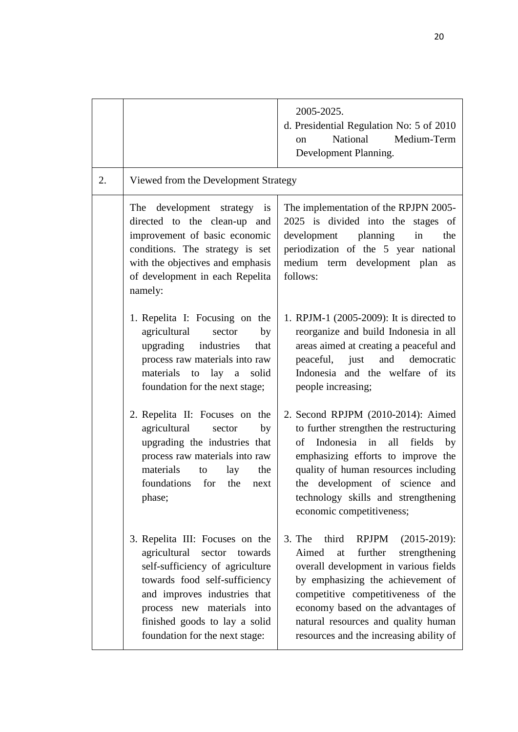| | | |
|---|---|---|
| | | 2005-2025.<br>d. Presidential Regulation No: 5 of 2010 on National Medium-Term Development Planning. |
| 2. | Viewed from the Development Strategy | |
| | The development strategy is directed to the clean-up and improvement of basic economic conditions. The strategy is set with the objectives and emphasis of development in each Repelita namely:<br><br>1. Repelita I: Focusing on the agricultural sector by upgrading industries that process raw materials into raw materials to lay a solid foundation for the next stage;<br><br>2. Repelita II: Focuses on the agricultural sector by upgrading the industries that process raw materials into raw materials to lay the foundations for the next phase;<br><br>3. Repelita III: Focuses on the agricultural sector towards self-sufficiency of agriculture towards food self-sufficiency and improves industries that process new materials into finished goods to lay a solid foundation for the next stage: | The implementation of the RPJPN 2005-2025 is divided into the stages of development planning in the periodization of the 5 year national medium term development plan as follows:<br><br>1. RPJM-1 (2005-2009): It is directed to reorganize and build Indonesia in all areas aimed at creating a peaceful and peaceful, just and democratic Indonesia and the welfare of its people increasing;<br><br>2. Second RPJPM (2010-2014): Aimed to further strengthen the restructuring of Indonesia in all fields by emphasizing efforts to improve the quality of human resources including the development of science and technology skills and strengthening economic competitiveness;<br><br>3. The third RPJPM (2015-2019): Aimed at further strengthening overall development in various fields by emphasizing the achievement of competitive competitiveness of the economy based on the advantages of natural resources and quality human resources and the increasing ability of |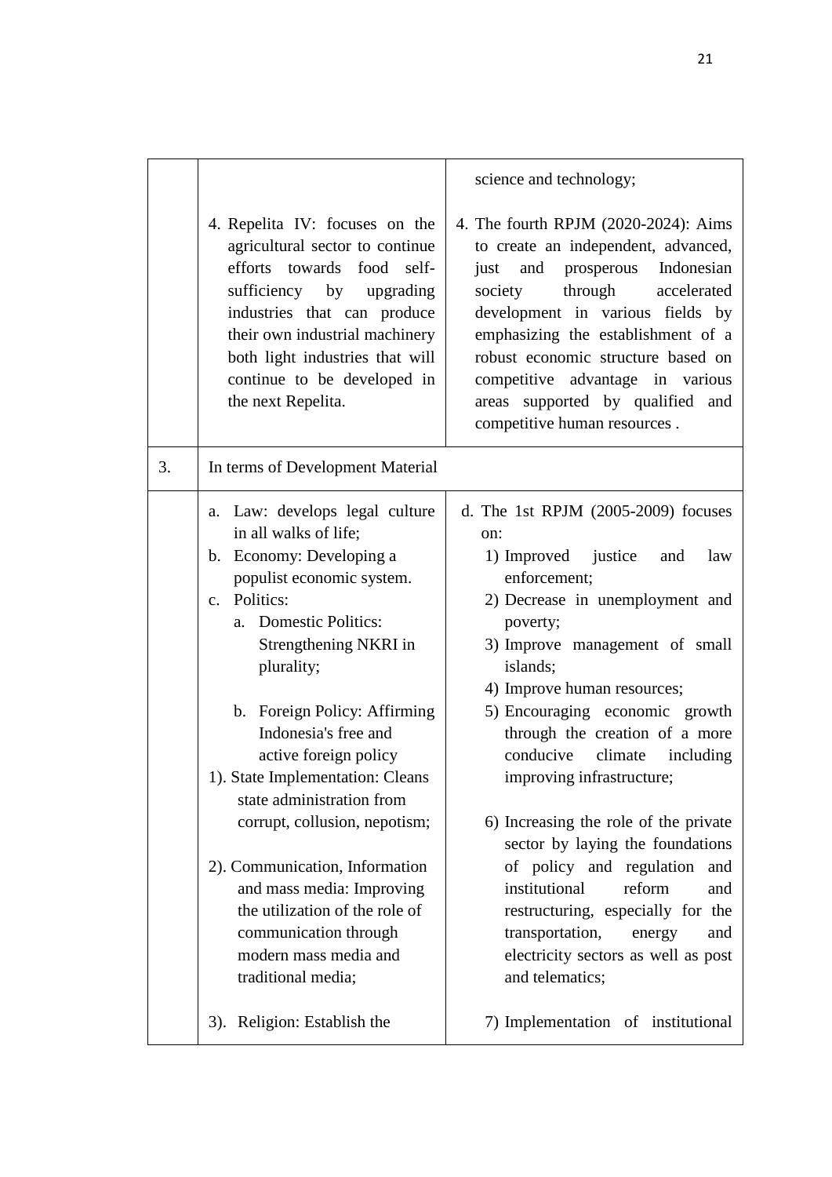|  |  |  |
|---|---|---|
|  | 4. Repelita IV: focuses on the agricultural sector to continue efforts towards food self-sufficiency by upgrading industries that can produce their own industrial machinery both light industries that will continue to be developed in the next Repelita. | science and technology;<br><br>4. The fourth RPJM (2020-2024): Aims to create an independent, advanced, just and prosperous Indonesian society through accelerated development in various fields by emphasizing the establishment of a robust economic structure based on competitive advantage in various areas supported by qualified and competitive human resources . |
| 3. | In terms of Development Material |  |
|  | a. Law: develops legal culture in all walks of life;<br>b. Economy: Developing a populist economic system.<br>c. Politics:<br>a. Domestic Politics: Strengthening NKRI in plurality;<br><br>b. Foreign Policy: Affirming Indonesia's free and active foreign policy<br>1). State Implementation: Cleans state administration from corrupt, collusion, nepotism;<br><br>2). Communication, Information and mass media: Improving the utilization of the role of communication through modern mass media and traditional media;<br><br>3). Religion: Establish the | d. The 1st RPJM (2005-2009) focuses on:<br>1) Improved justice and law enforcement;<br>2) Decrease in unemployment and poverty;<br>3) Improve management of small islands;<br>4) Improve human resources;<br>5) Encouraging economic growth through the creation of a more conducive climate including improving infrastructure;<br><br>6) Increasing the role of the private sector by laying the foundations of policy and regulation and institutional reform and restructuring, especially for the transportation, energy and electricity sectors as well as post and telematics;<br><br>7) Implementation of institutional |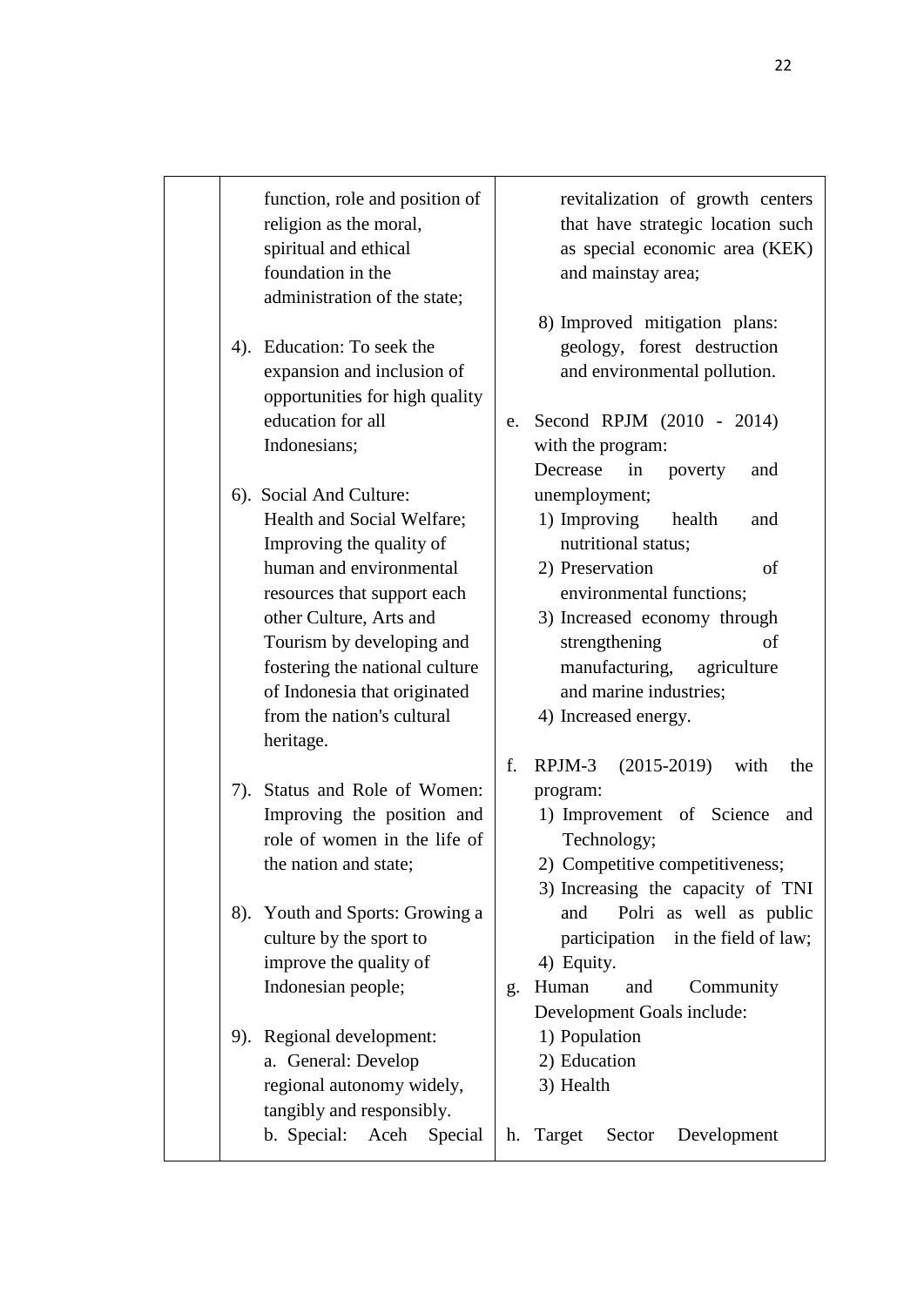| | | |
|---|---|---|
| | function, role and position of religion as the moral, spiritual and ethical foundation in the administration of the state;<br><br>4). Education: To seek the expansion and inclusion of opportunities for high quality education for all Indonesians;<br><br>6). Social And Culture: Health and Social Welfare; Improving the quality of human and environmental resources that support each other Culture, Arts and Tourism by developing and fostering the national culture of Indonesia that originated from the nation's cultural heritage.<br><br>7). Status and Role of Women: Improving the position and role of women in the life of the nation and state;<br><br>8). Youth and Sports: Growing a culture by the sport to improve the quality of Indonesian people;<br><br>9). Regional development:<br>a. General: Develop regional autonomy widely, tangibly and responsibly.<br>b. Special: Aceh Special | revitalization of growth centers that have strategic location such as special economic area (KEK) and mainstay area;<br><br>8) Improved mitigation plans: geology, forest destruction and environmental pollution.<br><br>e. Second RPJM (2010 - 2014) with the program:<br>Decrease in poverty and unemployment;<br>1) Improving health and nutritional status;<br>2) Preservation of environmental functions;<br>3) Increased economy through strengthening of manufacturing, agriculture and marine industries;<br>4) Increased energy.<br><br>f. RPJM-3 (2015-2019) with the program:<br>1) Improvement of Science and Technology;<br>2) Competitive competitiveness;<br>3) Increasing the capacity of TNI and Polri as well as public participation in the field of law;<br>4) Equity.<br>g. Human and Community Development Goals include:<br>1) Population<br>2) Education<br>3) Health<br><br>h. Target Sector Development |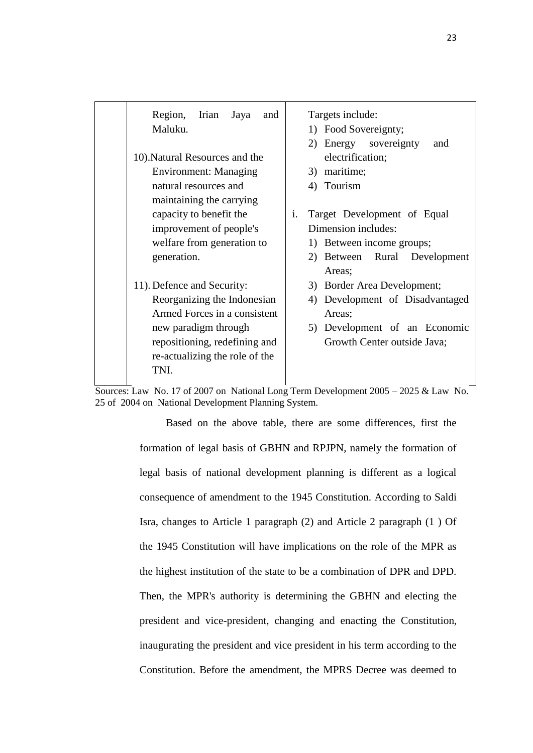|  | Region, Irian Jaya and Maluku.<br><br>10).Natural Resources and the Environment: Managing natural resources and maintaining the carrying capacity to benefit the improvement of people's welfare from generation to generation.<br><br>11). Defence and Security: Reorganizing the Indonesian Armed Forces in a consistent new paradigm through repositioning, redefining and re-actualizing the role of the TNI. | Targets include:<br>1) Food Sovereignty;<br>2) Energy sovereignty and electrification;<br>3) maritime;<br>4) Tourism<br><br>i. Target Development of Equal Dimension includes:<br>1) Between income groups;<br>2) Between Rural Development Areas;<br>3) Border Area Development;<br>4) Development of Disadvantaged Areas;<br>5) Development of an Economic Growth Center outside Java; |
|---|---|---|

Sources: Law No. 17 of 2007 on National Long Term Development 2005 – 2025 & Law No. 25 of 2004 on National Development Planning System.

Based on the above table, there are some differences, first the formation of legal basis of GBHN and RPJPN, namely the formation of legal basis of national development planning is different as a logical consequence of amendment to the 1945 Constitution. According to Saldi Isra, changes to Article 1 paragraph (2) and Article 2 paragraph (1 ) Of the 1945 Constitution will have implications on the role of the MPR as the highest institution of the state to be a combination of DPR and DPD. Then, the MPR's authority is determining the GBHN and electing the president and vice-president, changing and enacting the Constitution, inaugurating the president and vice president in his term according to the Constitution. Before the amendment, the MPRS Decree was deemed to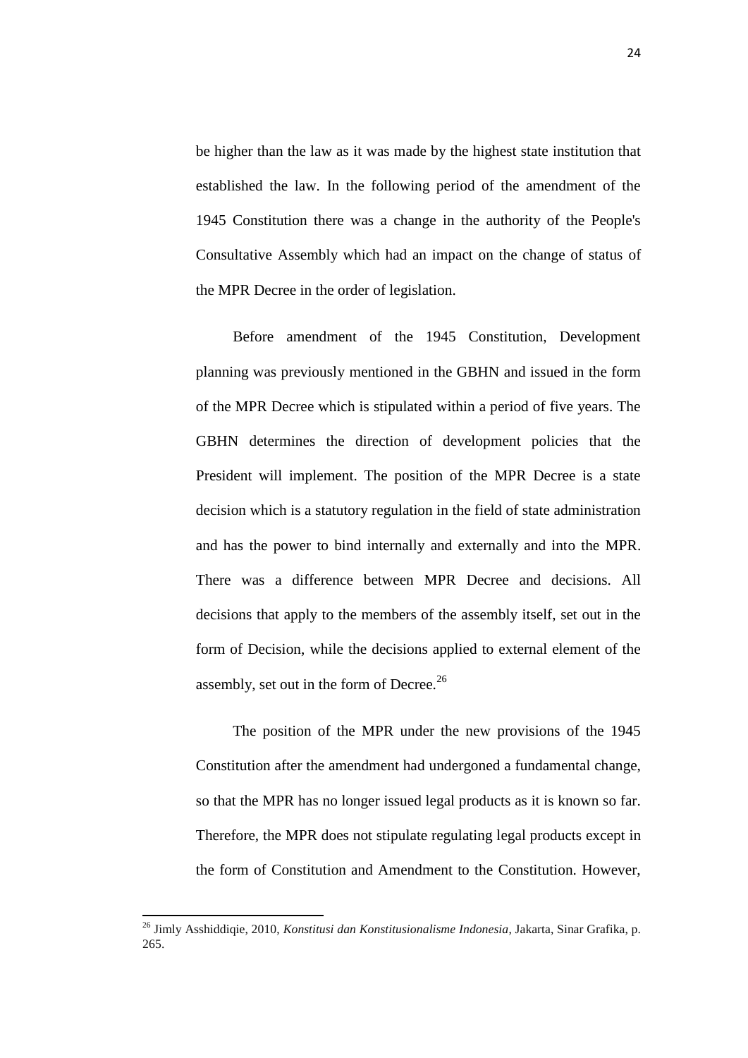be higher than the law as it was made by the highest state institution that established the law. In the following period of the amendment of the 1945 Constitution there was a change in the authority of the People's Consultative Assembly which had an impact on the change of status of the MPR Decree in the order of legislation.

Before amendment of the 1945 Constitution, Development planning was previously mentioned in the GBHN and issued in the form of the MPR Decree which is stipulated within a period of five years. The GBHN determines the direction of development policies that the President will implement. The position of the MPR Decree is a state decision which is a statutory regulation in the field of state administration and has the power to bind internally and externally and into the MPR. There was a difference between MPR Decree and decisions. All decisions that apply to the members of the assembly itself, set out in the form of Decision, while the decisions applied to external element of the assembly, set out in the form of Decree.[26]

The position of the MPR under the new provisions of the 1945 Constitution after the amendment had undergoned a fundamental change, so that the MPR has no longer issued legal products as it is known so far. Therefore, the MPR does not stipulate regulating legal products except in the form of Constitution and Amendment to the Constitution. However,

---

[26] Jimly Asshidiqie, 2010, *Konstitusi dan Konstitusionalisme Indonesia*, Jakarta, Sinar Grafika, p. 265.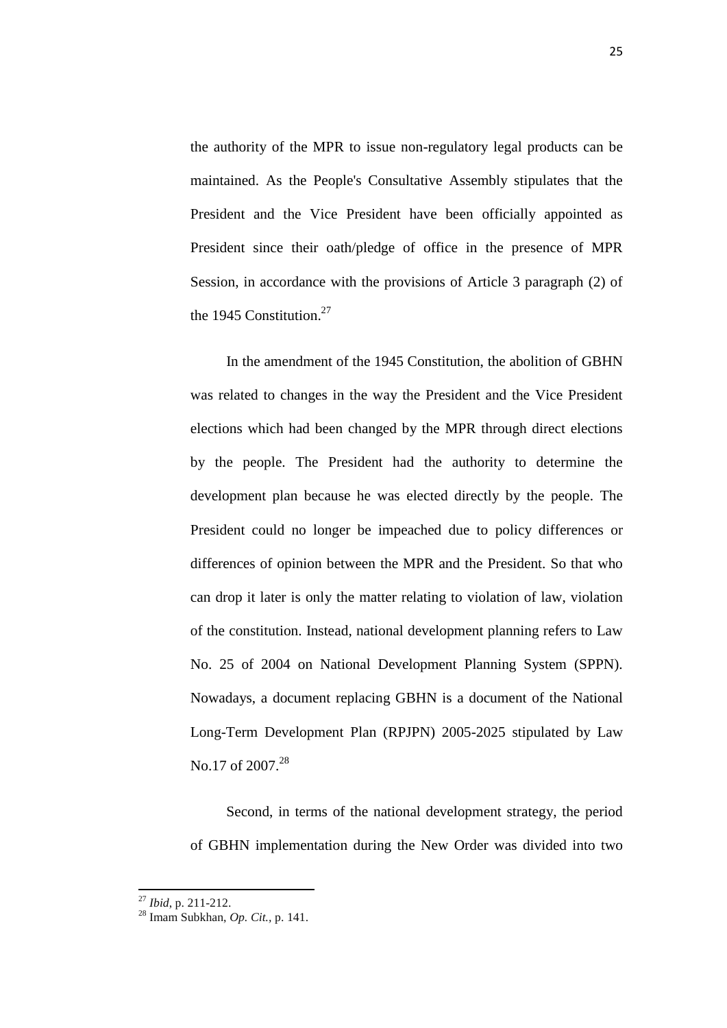the authority of the MPR to issue non-regulatory legal products can be maintained. As the People's Consultative Assembly stipulates that the President and the Vice President have been officially appointed as President since their oath/pledge of office in the presence of MPR Session, in accordance with the provisions of Article 3 paragraph (2) of the 1945 Constitution.[27]

In the amendment of the 1945 Constitution, the abolition of GBHN was related to changes in the way the President and the Vice President elections which had been changed by the MPR through direct elections by the people. The President had the authority to determine the development plan because he was elected directly by the people. The President could no longer be impeached due to policy differences or differences of opinion between the MPR and the President. So that who can drop it later is only the matter relating to violation of law, violation of the constitution. Instead, national development planning refers to Law No. 25 of 2004 on National Development Planning System (SPPN). Nowadays, a document replacing GBHN is a document of the National Long-Term Development Plan (RPJPN) 2005-2025 stipulated by Law No.17 of 2007.[28]

Second, in terms of the national development strategy, the period of GBHN implementation during the New Order was divided into two

---

[27] *Ibid*, p. 211-212.

[28] Imam Subkhan, *Op. Cit.*, p. 141.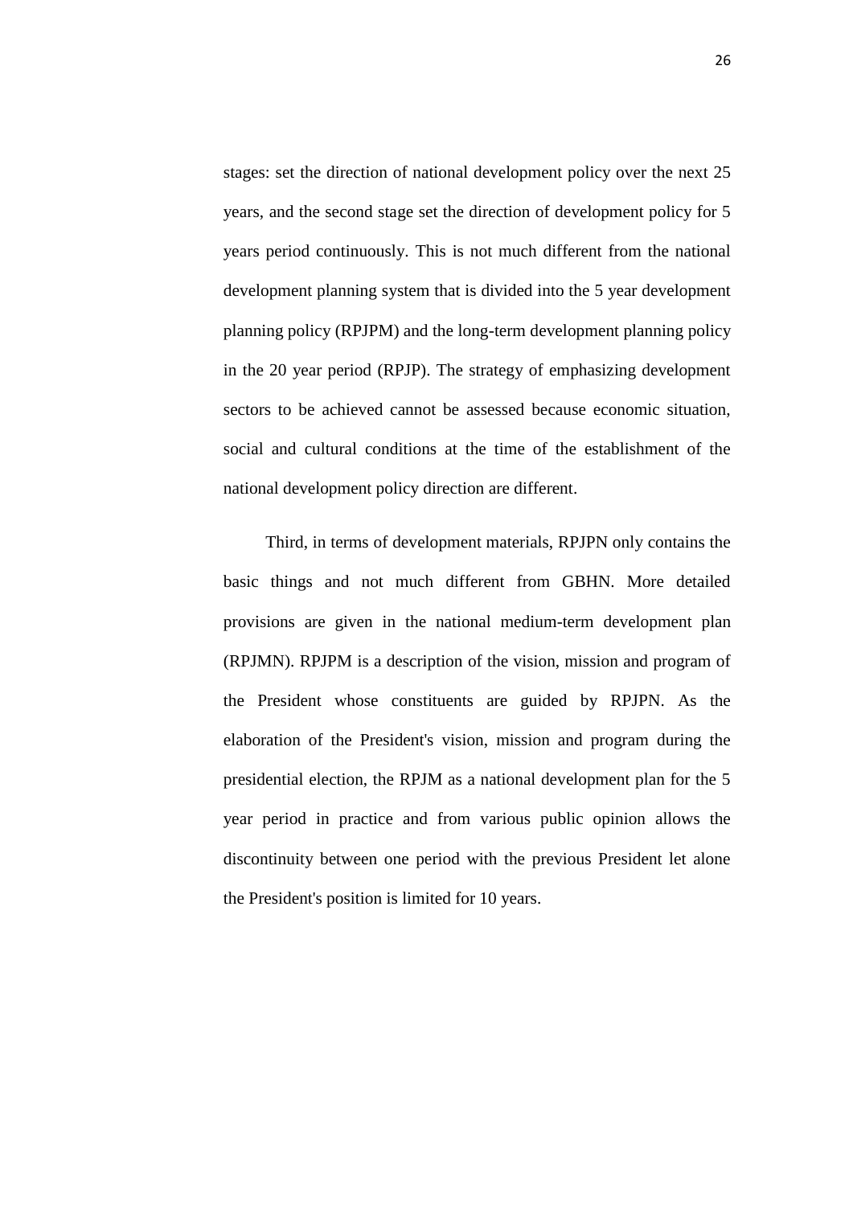stages: set the direction of national development policy over the next 25 years, and the second stage set the direction of development policy for 5 years period continuously. This is not much different from the national development planning system that is divided into the 5 year development planning policy (RPJPM) and the long-term development planning policy in the 20 year period (RPJP). The strategy of emphasizing development sectors to be achieved cannot be assessed because economic situation, social and cultural conditions at the time of the establishment of the national development policy direction are different.

Third, in terms of development materials, RPJPN only contains the basic things and not much different from GBHN. More detailed provisions are given in the national medium-term development plan (RPJMN). RPJPM is a description of the vision, mission and program of the President whose constituents are guided by RPJPN. As the elaboration of the President's vision, mission and program during the presidential election, the RPJM as a national development plan for the 5 year period in practice and from various public opinion allows the discontinuity between one period with the previous President let alone the President's position is limited for 10 years.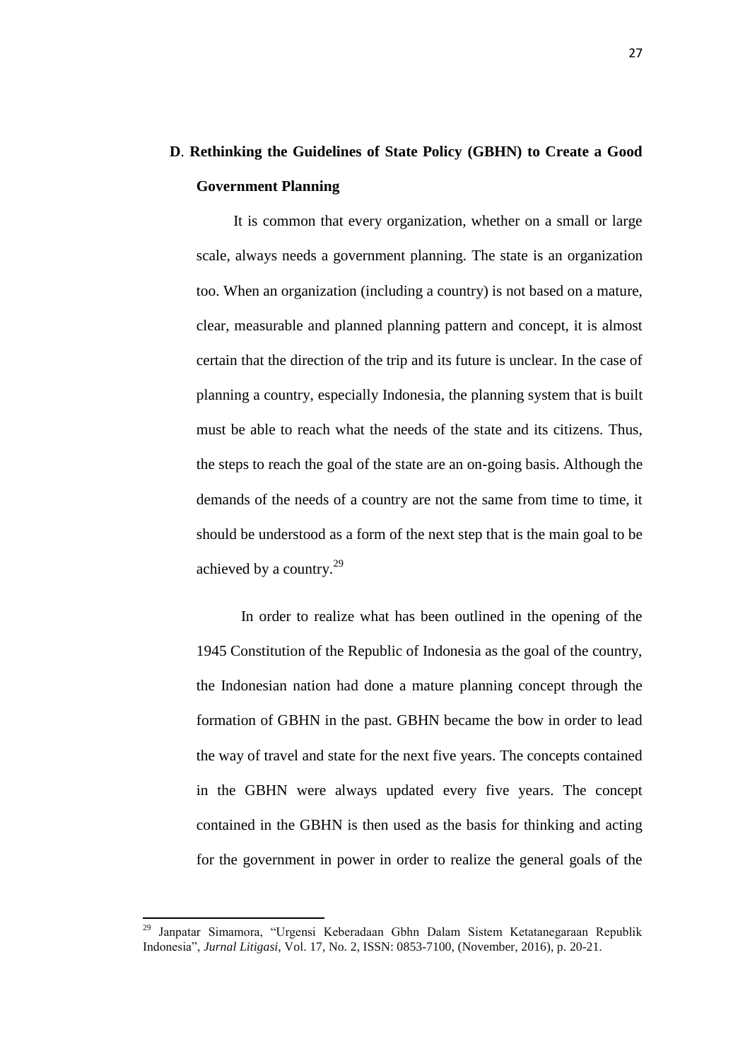## **D**. **Rethinking the Guidelines of State Policy (GBHN) to Create a Good Government Planning**

It is common that every organization, whether on a small or large scale, always needs a government planning. The state is an organization too. When an organization (including a country) is not based on a mature, clear, measurable and planned planning pattern and concept, it is almost certain that the direction of the trip and its future is unclear. In the case of planning a country, especially Indonesia, the planning system that is built must be able to reach what the needs of the state and its citizens. Thus, the steps to reach the goal of the state are an on-going basis. Although the demands of the needs of a country are not the same from time to time, it should be understood as a form of the next step that is the main goal to be achieved by a country.[29]

In order to realize what has been outlined in the opening of the 1945 Constitution of the Republic of Indonesia as the goal of the country, the Indonesian nation had done a mature planning concept through the formation of GBHN in the past. GBHN became the bow in order to lead the way of travel and state for the next five years. The concepts contained in the GBHN were always updated every five years. The concept contained in the GBHN is then used as the basis for thinking and acting for the government in power in order to realize the general goals of the

---

[29] Janpatar Simamora, "Urgensi Keberadaan Gbhn Dalam Sistem Ketatanegaraan Republik Indonesia", *Jurnal Litigasi*, Vol. 17, No. 2, ISSN: 0853-7100, (November, 2016), p. 20-21.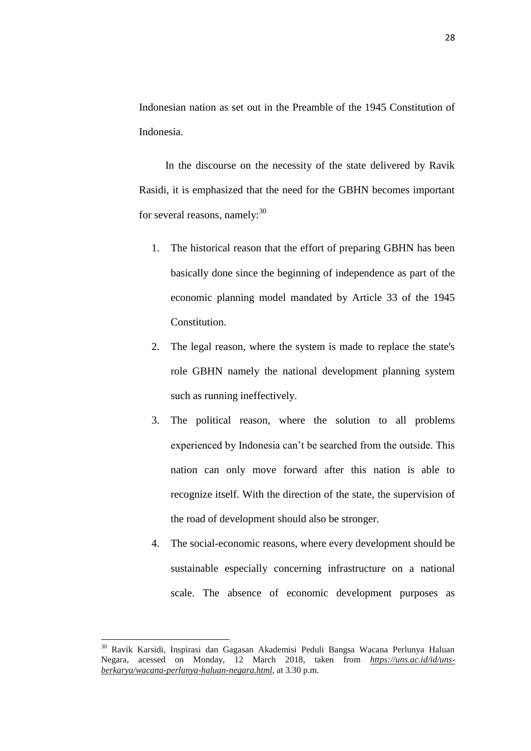Indonesian nation as set out in the Preamble of the 1945 Constitution of Indonesia.

In the discourse on the necessity of the state delivered by Ravik Rasidi, it is emphasized that the need for the GBHN becomes important for several reasons, namely:[30]

1. The historical reason that the effort of preparing GBHN has been basically done since the beginning of independence as part of the economic planning model mandated by Article 33 of the 1945 Constitution.
2. The legal reason, where the system is made to replace the state's role GBHN namely the national development planning system such as running ineffectively.
3. The political reason, where the solution to all problems experienced by Indonesia can't be searched from the outside. This nation can only move forward after this nation is able to recognize itself. With the direction of the state, the supervision of the road of development should also be stronger.
4. The social-economic reasons, where every development should be sustainable especially concerning infrastructure on a national scale. The absence of economic development purposes as

---

[30] Ravik Karsidi, Inspirasi dan Gagasan Akademisi Peduli Bangsa Wacana Perlunya Haluan Negara, acessed on Monday, 12 March 2018, taken from *https://uns.ac.id/id/uns-berkarya/wacana-perlunya-haluan-negara.html*, at 3.30 p.m.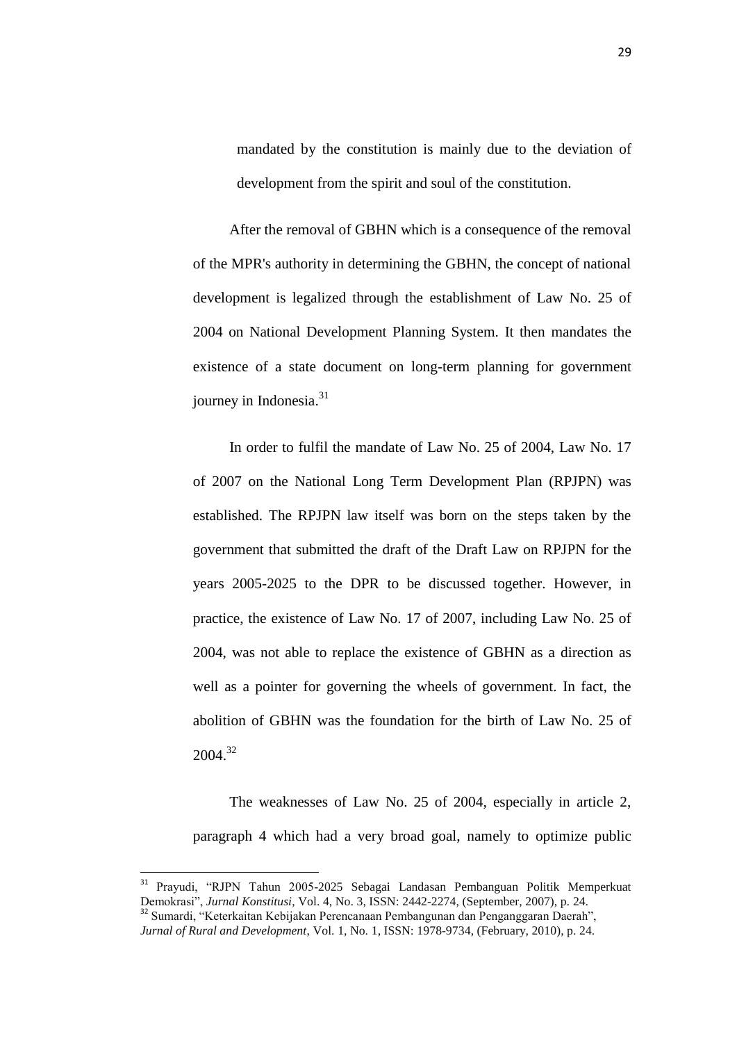mandated by the constitution is mainly due to the deviation of development from the spirit and soul of the constitution.

After the removal of GBHN which is a consequence of the removal of the MPR's authority in determining the GBHN, the concept of national development is legalized through the establishment of Law No. 25 of 2004 on National Development Planning System. It then mandates the existence of a state document on long-term planning for government journey in Indonesia.[31]

In order to fulfil the mandate of Law No. 25 of 2004, Law No. 17 of 2007 on the National Long Term Development Plan (RPJPN) was established. The RPJPN law itself was born on the steps taken by the government that submitted the draft of the Draft Law on RPJPN for the years 2005-2025 to the DPR to be discussed together. However, in practice, the existence of Law No. 17 of 2007, including Law No. 25 of 2004, was not able to replace the existence of GBHN as a direction as well as a pointer for governing the wheels of government. In fact, the abolition of GBHN was the foundation for the birth of Law No. 25 of 2004.[32]

The weaknesses of Law No. 25 of 2004, especially in article 2, paragraph 4 which had a very broad goal, namely to optimize public

---

[31] Prayudi, "RJPN Tahun 2005-2025 Sebagai Landasan Pembanguan Politik Memperkuat Demokrasi", *Jurnal Konstitusi*, Vol. 4, No. 3, ISSN: 2442-2274, (September, 2007), p. 24.

[32] Sumardi, "Keterkaitan Kebijakan Perencanaan Pembangunan dan Penganggaran Daerah", *Jurnal of Rural and Development*, Vol. 1, No. 1, ISSN: 1978-9734, (February, 2010), p. 24.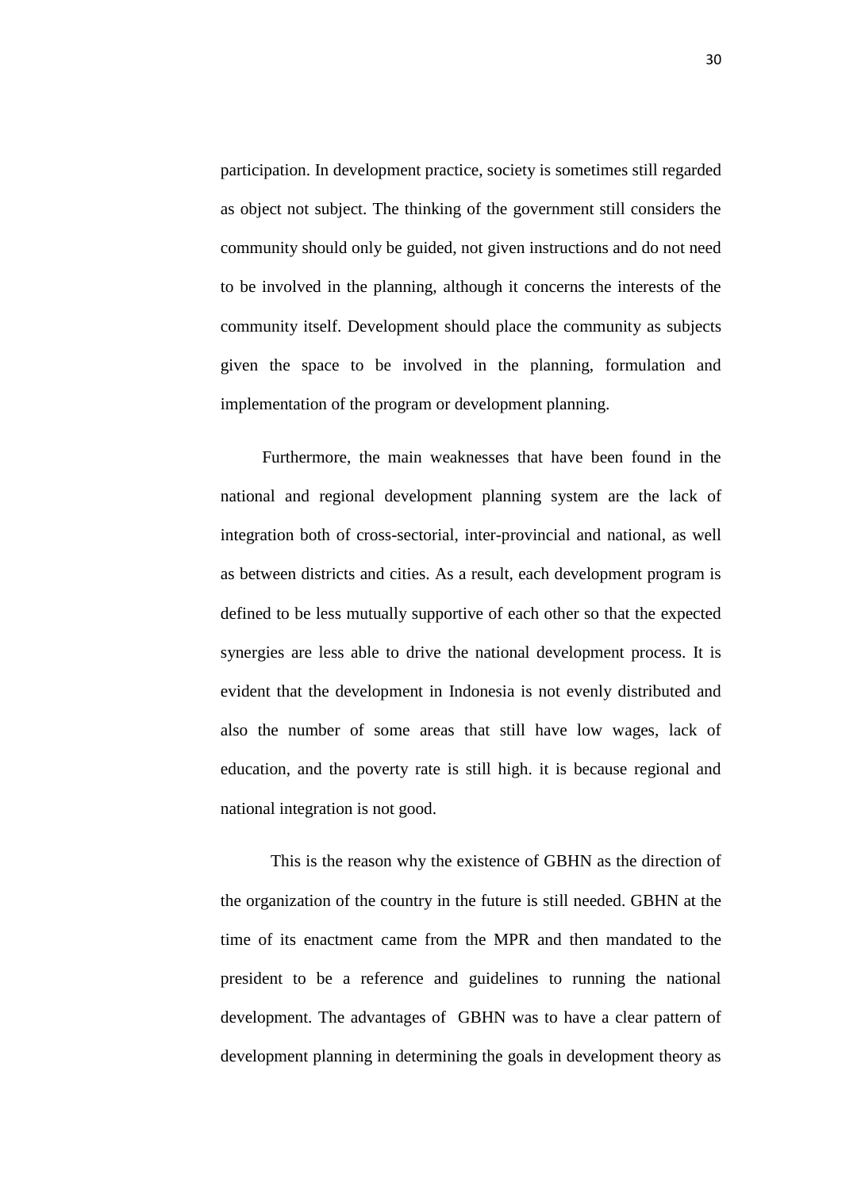participation. In development practice, society is sometimes still regarded as object not subject. The thinking of the government still considers the community should only be guided, not given instructions and do not need to be involved in the planning, although it concerns the interests of the community itself. Development should place the community as subjects given the space to be involved in the planning, formulation and implementation of the program or development planning.

Furthermore, the main weaknesses that have been found in the national and regional development planning system are the lack of integration both of cross-sectorial, inter-provincial and national, as well as between districts and cities. As a result, each development program is defined to be less mutually supportive of each other so that the expected synergies are less able to drive the national development process. It is evident that the development in Indonesia is not evenly distributed and also the number of some areas that still have low wages, lack of education, and the poverty rate is still high. it is because regional and national integration is not good.

This is the reason why the existence of GBHN as the direction of the organization of the country in the future is still needed. GBHN at the time of its enactment came from the MPR and then mandated to the president to be a reference and guidelines to running the national development. The advantages of GBHN was to have a clear pattern of development planning in determining the goals in development theory as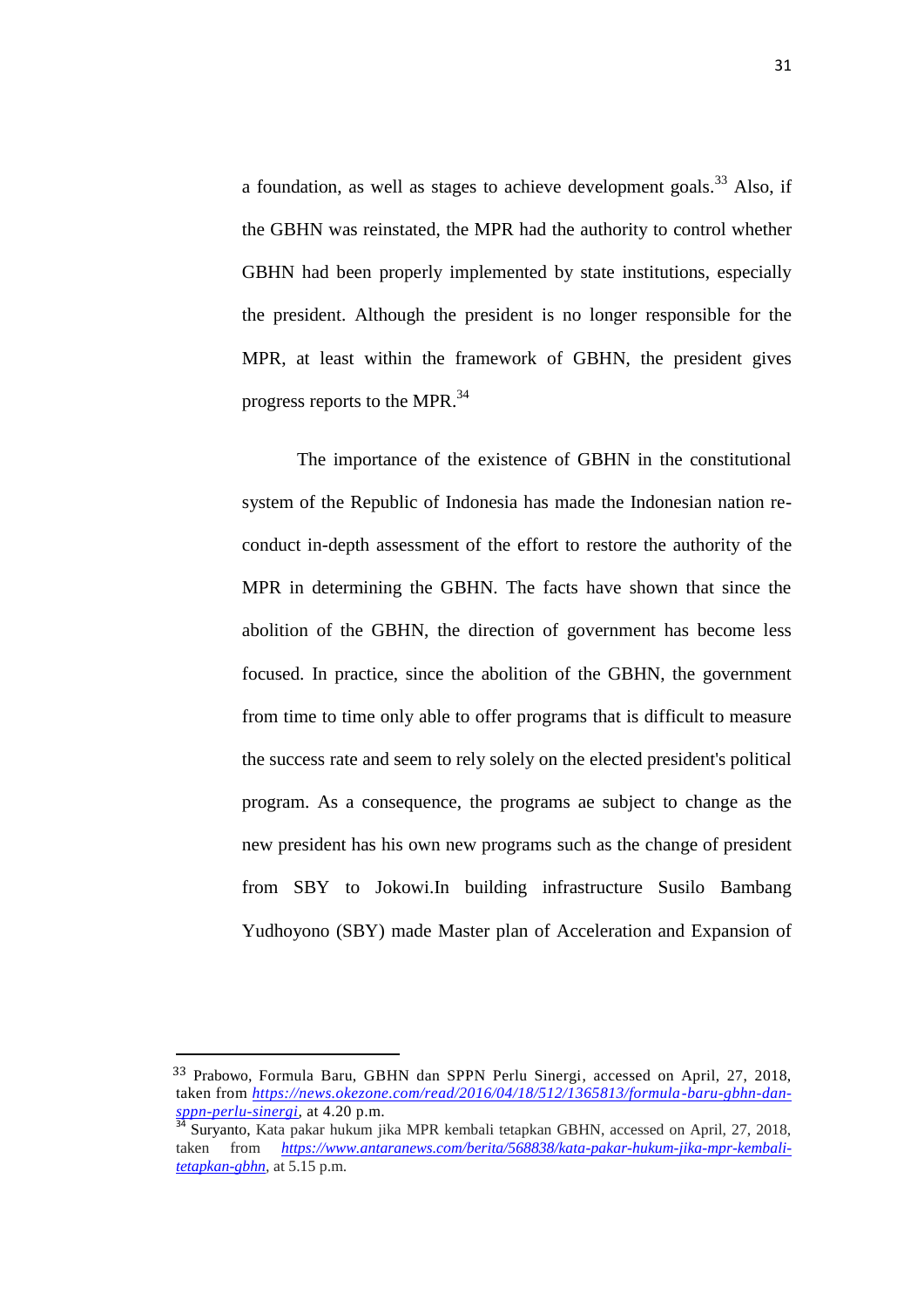a foundation, as well as stages to achieve development goals.[33] Also, if the GBHN was reinstated, the MPR had the authority to control whether GBHN had been properly implemented by state institutions, especially the president. Although the president is no longer responsible for the MPR, at least within the framework of GBHN, the president gives progress reports to the MPR.[34]

The importance of the existence of GBHN in the constitutional system of the Republic of Indonesia has made the Indonesian nation re-conduct in-depth assessment of the effort to restore the authority of the MPR in determining the GBHN. The facts have shown that since the abolition of the GBHN, the direction of government has become less focused. In practice, since the abolition of the GBHN, the government from time to time only able to offer programs that is difficult to measure the success rate and seem to rely solely on the elected president's political program. As a consequence, the programs ae subject to change as the new president has his own new programs such as the change of president from SBY to Jokowi.In building infrastructure Susilo Bambang Yudhoyono (SBY) made Master plan of Acceleration and Expansion of

---

[33] Prabowo, Formula Baru, GBHN dan SPPN Perlu Sinergi, accessed on April, 27, 2018, taken from *https://news.okezone.com/read/2016/04/18/512/1365813/formula-baru-gbhn-dan-sppn-perlu-sinergi*, at 4.20 p.m.

[34] Suryanto, Kata pakar hukum jika MPR kembali tetapkan GBHN, accessed on April, 27, 2018, taken from *https://www.antaranews.com/berita/568838/kata-pakar-hukum-jika-mpr-kembali-tetapkan-gbhn*, at 5.15 p.m.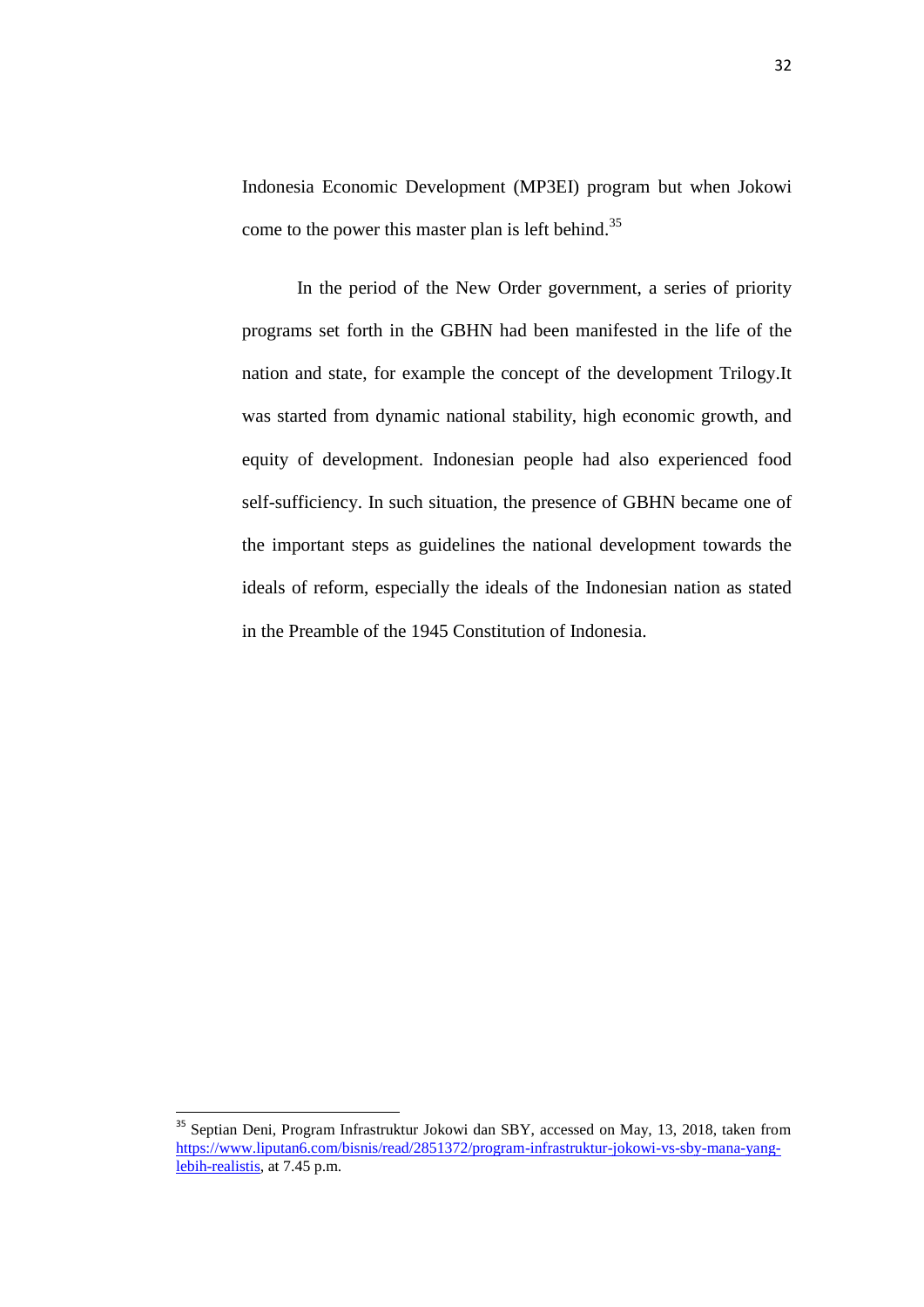Indonesia Economic Development (MP3EI) program but when Jokowi come to the power this master plan is left behind.[35]

In the period of the New Order government, a series of priority programs set forth in the GBHN had been manifested in the life of the nation and state, for example the concept of the development Trilogy.It was started from dynamic national stability, high economic growth, and equity of development. Indonesian people had also experienced food self-sufficiency. In such situation, the presence of GBHN became one of the important steps as guidelines the national development towards the ideals of reform, especially the ideals of the Indonesian nation as stated in the Preamble of the 1945 Constitution of Indonesia.

---

[35] Septian Deni, Program Infrastruktur Jokowi dan SBY, accessed on May, 13, 2018, taken from https://www.liputan6.com/bisnis/read/2851372/program-infrastruktur-jokowi-vs-sby-mana-yang-lebih-realistis, at 7.45 p.m.